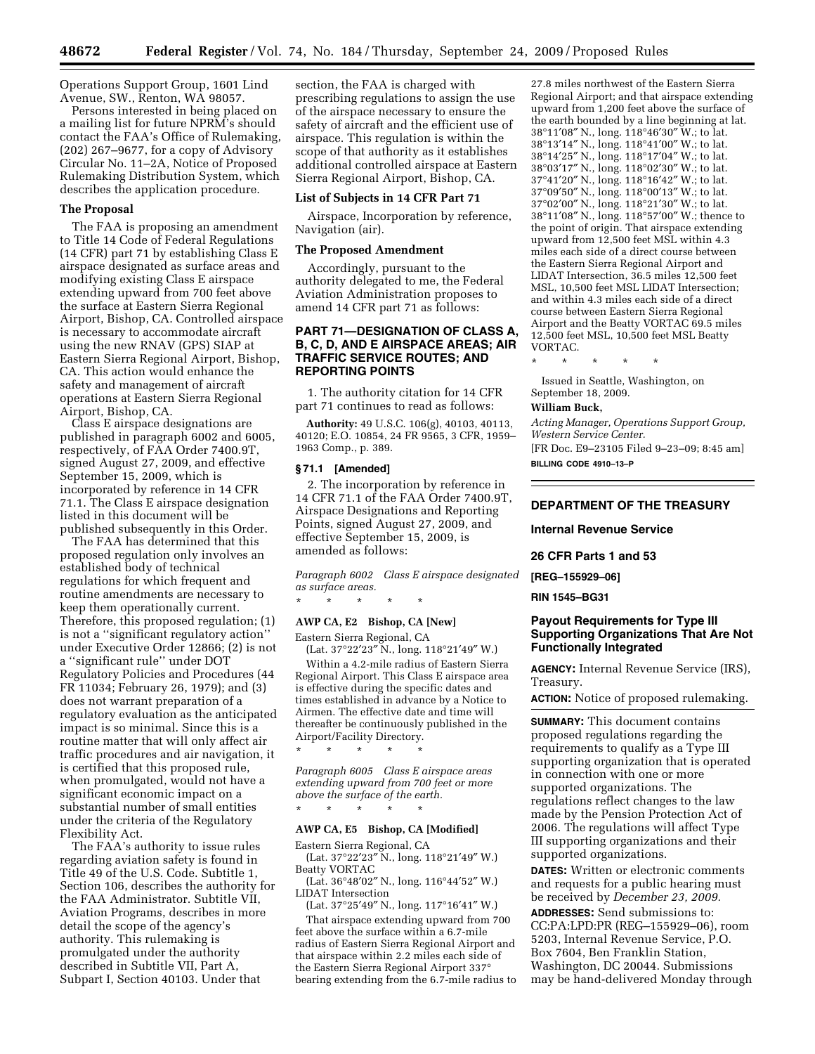Operations Support Group, 1601 Lind Avenue, SW., Renton, WA 98057.

Persons interested in being placed on a mailing list for future NPRM's should contact the FAA's Office of Rulemaking, (202) 267–9677, for a copy of Advisory Circular No. 11–2A, Notice of Proposed Rulemaking Distribution System, which describes the application procedure.

## The Proposal

The FAA is proposing an amendment to Title 14 Code of Federal Regulations (14 CFR) part 71 by establishing Class E airspace designated as surface areas and modifying existing Class E airspace extending upward from 700 feet above the surface at Eastern Sierra Regional Airport, Bishop, CA. Controlled airspace is necessary to accommodate aircraft using the new RNAV (GPS) SIAP at Eastern Sierra Regional Airport, Bishop, CA. This action would enhance the safety and management of aircraft operations at Eastern Sierra Regional Airport, Bishop, CA.

Class E airspace designations are published in paragraph 6002 and 6005, respectively, of FAA Order 7400.9T, signed August 27, 2009, and effective September 15, 2009, which is incorporated by reference in 14 CFR 71.1. The Class E airspace designation listed in this document will be published subsequently in this Order.

The FAA has determined that this proposed regulation only involves an established body of technical regulations for which frequent and routine amendments are necessary to keep them operationally current. Therefore, this proposed regulation; (1) is not a ''significant regulatory action'' under Executive Order 12866; (2) is not a ''significant rule'' under DOT Regulatory Policies and Procedures (44 FR 11034; February 26, 1979); and (3) does not warrant preparation of a regulatory evaluation as the anticipated impact is so minimal. Since this is a routine matter that will only affect air traffic procedures and air navigation, it is certified that this proposed rule, when promulgated, would not have a significant economic impact on a substantial number of small entities under the criteria of the Regulatory Flexibility Act.

The FAA's authority to issue rules regarding aviation safety is found in Title 49 of the U.S. Code. Subtitle 1, Section 106, describes the authority for the FAA Administrator. Subtitle VII, Aviation Programs, describes in more detail the scope of the agency's authority. This rulemaking is promulgated under the authority described in Subtitle VII, Part A, Subpart I, Section 40103. Under that section, the FAA is charged with prescribing regulations to assign the use of the airspace necessary to ensure the safety of aircraft and the efficient use of airspace. This regulation is within the scope of that authority as it establishes additional controlled airspace at Eastern Sierra Regional Airport, Bishop, CA.

## List of Subjects in 14 CFR Part 71

Airspace, Incorporation by reference, Navigation (air).

## The Proposed Amendment

Accordingly, pursuant to the authority delegated to me, the Federal Aviation Administration proposes to amend 14 CFR part 71 as follows:

## PART 71—DESIGNATION OF CLASS A, B, C, D, AND E AIRSPACE AREAS; AIR TRAFFIC SERVICE ROUTES; AND REPORTING POINTS

1. The authority citation for 14 CFR part 71 continues to read as follows:

**Authority:** 49 U.S.C. 106(g), 40103, 40113, 40120; E.O. 10854, 24 FR 9565, 3 CFR, 1959–1963 Comp., p. 389.

### § 71.1 [Amended]

2. The incorporation by reference in 14 CFR 71.1 of the FAA Order 7400.9T, Airspace Designations and Reporting Points, signed August 27, 2009, and effective September 15, 2009, is amended as follows:

*Paragraph 6002 Class E airspace designated as surface areas.*

\* \* \* \* \*

**AWP CA, E2 Bishop, CA [New]**

Eastern Sierra Regional, CA
(Lat. 37°22′23″ N., long. 118°21′49″ W.)

Within a 4.2-mile radius of Eastern Sierra Regional Airport. This Class E airspace area is effective during the specific dates and times established in advance by a Notice to Airmen. The effective date and time will thereafter be continuously published in the Airport/Facility Directory.

\* \* \* \* \*

*Paragraph 6005 Class E airspace areas extending upward from 700 feet or more above the surface of the earth.*

\* \* \* \* \*

**AWP CA, E5 Bishop, CA [Modified]**

Eastern Sierra Regional, CA
(Lat. 37°22′23″ N., long. 118°21′49″ W.)
Beatty VORTAC
(Lat. 36°48′02″ N., long. 116°44′52″ W.)
LIDAT Intersection
(Lat. 37°25′49″ N., long. 117°16′41″ W.)

That airspace extending upward from 700 feet above the surface within a 6.7-mile radius of Eastern Sierra Regional Airport and that airspace within 2.2 miles each side of the Eastern Sierra Regional Airport 337° bearing extending from the 6.7-mile radius to 27.8 miles northwest of the Eastern Sierra Regional Airport; and that airspace extending upward from 1,200 feet above the surface of the earth bounded by a line beginning at lat. 38°11′08″ N., long. 118°46′30″ W.; to lat. 38°13′14″ N., long. 118°41′00″ W.; to lat. 38°14′25″ N., long. 118°17′04″ W.; to lat. 38°03′17″ N., long. 118°02′30″ W.; to lat. 37°41′20″ N., long. 118°16′42″ W.; to lat. 37°09′50″ N., long. 118°00′13″ W.; to lat. 37°02′00″ N., long. 118°21′30″ W.; to lat. 38°11′08″ N., long. 118°57′00″ W.; thence to the point of origin. That airspace extending upward from 12,500 feet MSL within 4.3 miles each side of a direct course between the Eastern Sierra Regional Airport and LIDAT Intersection, 36.5 miles 12,500 feet MSL, 10,500 feet MSL LIDAT Intersection; and within 4.3 miles each side of a direct course between Eastern Sierra Regional Airport and the Beatty VORTAC 69.5 miles 12,500 feet MSL, 10,500 feet MSL Beatty VORTAC.

\* \* \* \* \*

Issued in Seattle, Washington, on September 18, 2009.

**William Buck,**

*Acting Manager, Operations Support Group, Western Service Center.*

[FR Doc. E9–23105 Filed 9–23–09; 8:45 am]

**BILLING CODE 4910–13–P**

---

## DEPARTMENT OF THE TREASURY

### Internal Revenue Service

### 26 CFR Parts 1 and 53

**[REG–155929–06]**

**RIN 1545–BG31**

## Payout Requirements for Type III Supporting Organizations That Are Not Functionally Integrated

**AGENCY:** Internal Revenue Service (IRS), Treasury.

**ACTION:** Notice of proposed rulemaking.

**SUMMARY:** This document contains proposed regulations regarding the requirements to qualify as a Type III supporting organization that is operated in connection with one or more supported organizations. The regulations reflect changes to the law made by the Pension Protection Act of 2006. The regulations will affect Type III supporting organizations and their supported organizations.

**DATES:** Written or electronic comments and requests for a public hearing must be received by *December 23, 2009.*

**ADDRESSES:** Send submissions to: CC:PA:LPD:PR (REG–155929–06), room 5203, Internal Revenue Service, P.O. Box 7604, Ben Franklin Station, Washington, DC 20044. Submissions may be hand-delivered Monday through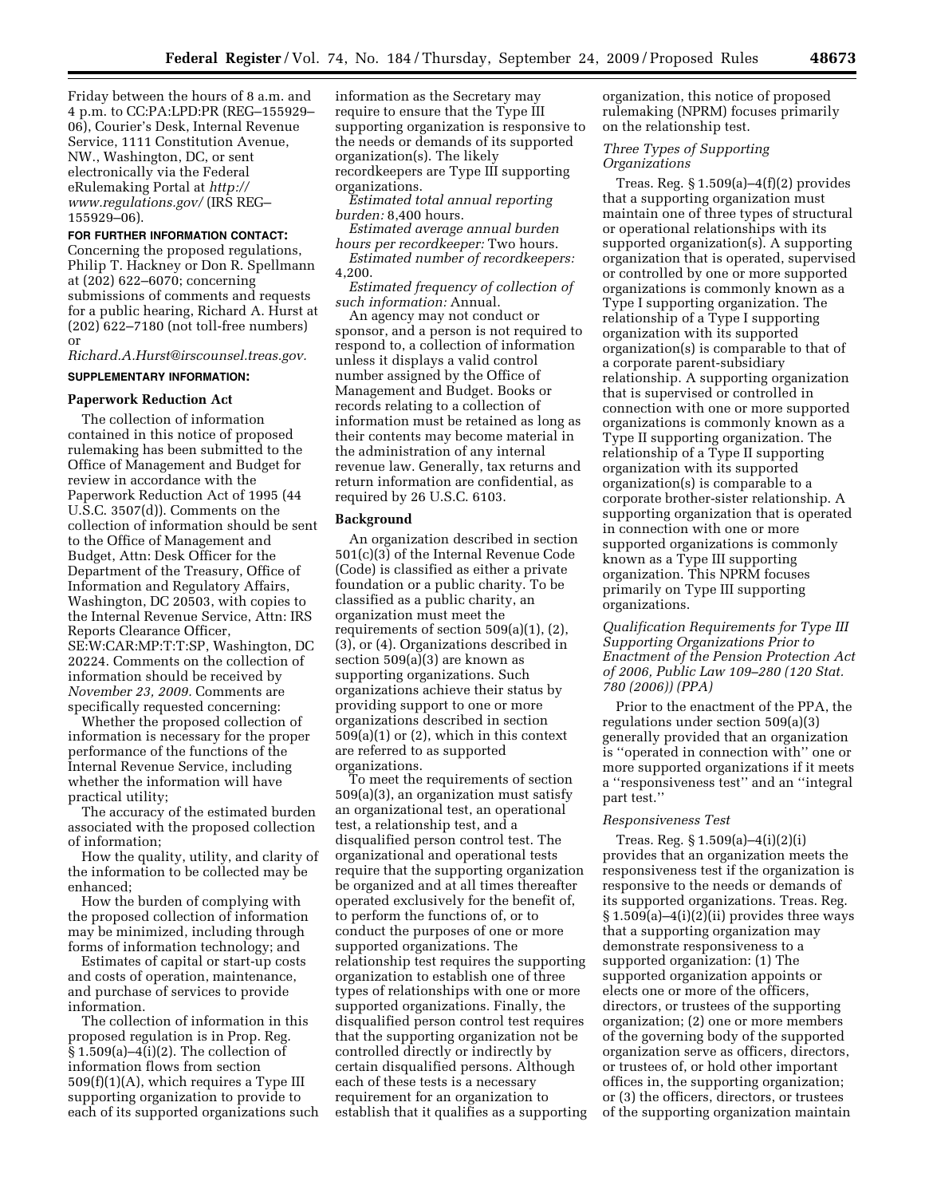Friday between the hours of 8 a.m. and 4 p.m. to CC:PA:LPD:PR (REG–155929–06), Courier's Desk, Internal Revenue Service, 1111 Constitution Avenue, NW., Washington, DC, or sent electronically via the Federal eRulemaking Portal at *http://www.regulations.gov/* (IRS REG–155929–06).

**FOR FURTHER INFORMATION CONTACT:** Concerning the proposed regulations, Philip T. Hackney or Don R. Spellmann at (202) 622–6070; concerning submissions of comments and requests for a public hearing, Richard A. Hurst at (202) 622–7180 (not toll-free numbers) or *Richard.A.Hurst@irscounsel.treas.gov.*

**SUPPLEMENTARY INFORMATION:**

## Paperwork Reduction Act

The collection of information contained in this notice of proposed rulemaking has been submitted to the Office of Management and Budget for review in accordance with the Paperwork Reduction Act of 1995 (44 U.S.C. 3507(d)). Comments on the collection of information should be sent to the Office of Management and Budget, Attn: Desk Officer for the Department of the Treasury, Office of Information and Regulatory Affairs, Washington, DC 20503, with copies to the Internal Revenue Service, Attn: IRS Reports Clearance Officer, SE:W:CAR:MP:T:T:SP, Washington, DC 20224. Comments on the collection of information should be received by *November 23, 2009.* Comments are specifically requested concerning:

Whether the proposed collection of information is necessary for the proper performance of the functions of the Internal Revenue Service, including whether the information will have practical utility;

The accuracy of the estimated burden associated with the proposed collection of information;

How the quality, utility, and clarity of the information to be collected may be enhanced;

How the burden of complying with the proposed collection of information may be minimized, including through forms of information technology; and

Estimates of capital or start-up costs and costs of operation, maintenance, and purchase of services to provide information.

The collection of information in this proposed regulation is in Prop. Reg. § 1.509(a)–4(i)(2). The collection of information flows from section 509(f)(1)(A), which requires a Type III supporting organization to provide to each of its supported organizations such information as the Secretary may require to ensure that the Type III supporting organization is responsive to the needs or demands of its supported organization(s). The likely recordkeepers are Type III supporting organizations.

*Estimated total annual reporting burden:* 8,400 hours.

*Estimated average annual burden hours per recordkeeper:* Two hours.

*Estimated number of recordkeepers:* 4,200.

*Estimated frequency of collection of such information:* Annual.

An agency may not conduct or sponsor, and a person is not required to respond to, a collection of information unless it displays a valid control number assigned by the Office of Management and Budget. Books or records relating to a collection of information must be retained as long as their contents may become material in the administration of any internal revenue law. Generally, tax returns and return information are confidential, as required by 26 U.S.C. 6103.

## Background

An organization described in section 501(c)(3) of the Internal Revenue Code (Code) is classified as either a private foundation or a public charity. To be classified as a public charity, an organization must meet the requirements of section 509(a)(1), (2), (3), or (4). Organizations described in section 509(a)(3) are known as supporting organizations. Such organizations achieve their status by providing support to one or more organizations described in section 509(a)(1) or (2), which in this context are referred to as supported organizations.

To meet the requirements of section 509(a)(3), an organization must satisfy an organizational test, an operational test, a relationship test, and a disqualified person control test. The organizational and operational tests require that the supporting organization be organized and at all times thereafter operated exclusively for the benefit of, to perform the functions of, or to conduct the purposes of one or more supported organizations. The relationship test requires the supporting organization to establish one of three types of relationships with one or more supported organizations. Finally, the disqualified person control test requires that the supporting organization not be controlled directly or indirectly by certain disqualified persons. Although each of these tests is a necessary requirement for an organization to establish that it qualifies as a supporting organization, this notice of proposed rulemaking (NPRM) focuses primarily on the relationship test.

### *Three Types of Supporting Organizations*

Treas. Reg. § 1.509(a)–4(f)(2) provides that a supporting organization must maintain one of three types of structural or operational relationships with its supported organization(s). A supporting organization that is operated, supervised or controlled by one or more supported organizations is commonly known as a Type I supporting organization. The relationship of a Type I supporting organization with its supported organization(s) is comparable to that of a corporate parent-subsidiary relationship. A supporting organization that is supervised or controlled in connection with one or more supported organizations is commonly known as a Type II supporting organization. The relationship of a Type II supporting organization with its supported organization(s) is comparable to a corporate brother-sister relationship. A supporting organization that is operated in connection with one or more supported organizations is commonly known as a Type III supporting organization. This NPRM focuses primarily on Type III supporting organizations.

### *Qualification Requirements for Type III Supporting Organizations Prior to Enactment of the Pension Protection Act of 2006, Public Law 109–280 (120 Stat. 780 (2006)) (PPA)*

Prior to the enactment of the PPA, the regulations under section 509(a)(3) generally provided that an organization is ''operated in connection with'' one or more supported organizations if it meets a ''responsiveness test'' and an ''integral part test.''

### *Responsiveness Test*

Treas. Reg. § 1.509(a)–4(i)(2)(i) provides that an organization meets the responsiveness test if the organization is responsive to the needs or demands of its supported organizations. Treas. Reg. § 1.509(a)–4(i)(2)(ii) provides three ways that a supporting organization may demonstrate responsiveness to a supported organization: (1) The supported organization appoints or elects one or more of the officers, directors, or trustees of the supporting organization; (2) one or more members of the governing body of the supported organization serve as officers, directors, or trustees of, or hold other important offices in, the supporting organization; or (3) the officers, directors, or trustees of the supporting organization maintain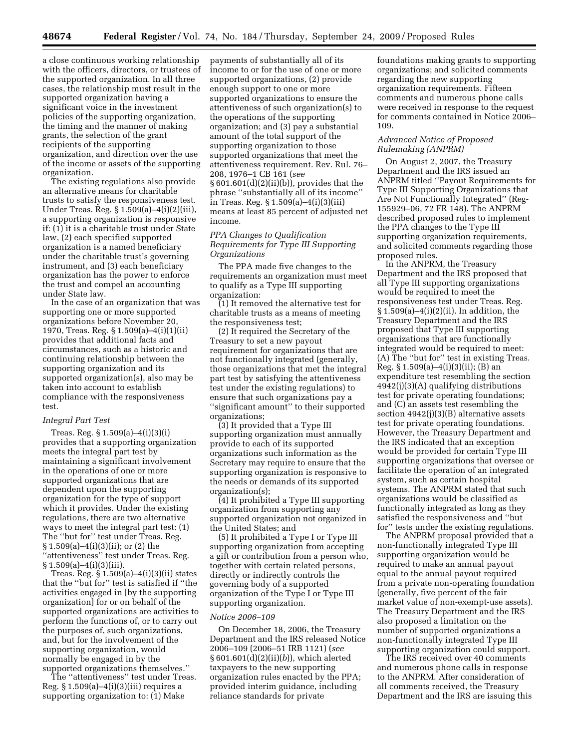a close continuous working relationship with the officers, directors, or trustees of the supported organization. In all three cases, the relationship must result in the supported organization having a significant voice in the investment policies of the supporting organization, the timing and the manner of making grants, the selection of the grant recipients of the supporting organization, and direction over the use of the income or assets of the supporting organization.

The existing regulations also provide an alternative means for charitable trusts to satisfy the responsiveness test. Under Treas. Reg. § 1.509(a)–4(i)(2)(iii), a supporting organization is responsive if: (1) it is a charitable trust under State law, (2) each specified supported organization is a named beneficiary under the charitable trust's governing instrument, and (3) each beneficiary organization has the power to enforce the trust and compel an accounting under State law.

In the case of an organization that was supporting one or more supported organizations before November 20, 1970, Treas. Reg. § 1.509(a)–4(i)(1)(ii) provides that additional facts and circumstances, such as a historic and continuing relationship between the supporting organization and its supported organization(s), also may be taken into account to establish compliance with the responsiveness test.

### *Integral Part Test*

Treas. Reg. § 1.509(a)–4(i)(3)(i) provides that a supporting organization meets the integral part test by maintaining a significant involvement in the operations of one or more supported organizations that are dependent upon the supporting organization for the type of support which it provides. Under the existing regulations, there are two alternative ways to meet the integral part test: (1) The "but for" test under Treas. Reg. § 1.509(a)–4(i)(3)(ii); or (2) the "attentiveness" test under Treas. Reg. § 1.509(a)–4(i)(3)(iii).

Treas. Reg. § 1.509(a)–4(i)(3)(ii) states that the "but for" test is satisfied if "the activities engaged in [by the supporting organization] for or on behalf of the supported organizations are activities to perform the functions of, or to carry out the purposes of, such organizations, and, but for the involvement of the supporting organization, would normally be engaged in by the supported organizations themselves."

The "attentiveness" test under Treas. Reg. § 1.509(a)–4(i)(3)(iii) requires a supporting organization to: (1) Make payments of substantially all of its income to or for the use of one or more supported organizations, (2) provide enough support to one or more supported organizations to ensure the attentiveness of such organization(s) to the operations of the supporting organization; and (3) pay a substantial amount of the total support of the supporting organization to those supported organizations that meet the attentiveness requirement. Rev. Rul. 76–208, 1976–1 CB 161 (*see* § 601.601(d)(2)(ii)(b)), provides that the phrase "substantially all of its income" in Treas. Reg. § 1.509(a)–4(i)(3)(iii) means at least 85 percent of adjusted net income.

### *PPA Changes to Qualification Requirements for Type III Supporting Organizations*

The PPA made five changes to the requirements an organization must meet to qualify as a Type III supporting organization:

(1) It removed the alternative test for charitable trusts as a means of meeting the responsiveness test;

(2) It required the Secretary of the Treasury to set a new payout requirement for organizations that are not functionally integrated (generally, those organizations that met the integral part test by satisfying the attentiveness test under the existing regulations) to ensure that such organizations pay a "significant amount" to their supported organizations;

(3) It provided that a Type III supporting organization must annually provide to each of its supported organizations such information as the Secretary may require to ensure that the supporting organization is responsive to the needs or demands of its supported organization(s);

(4) It prohibited a Type III supporting organization from supporting any supported organization not organized in the United States; and

(5) It prohibited a Type I or Type III supporting organization from accepting a gift or contribution from a person who, together with certain related persons, directly or indirectly controls the governing body of a supported organization of the Type I or Type III supporting organization.

### *Notice 2006–109*

On December 18, 2006, the Treasury Department and the IRS released Notice 2006–109 (2006–51 IRB 1121) (*see* § 601.601(d)(2)(ii)(*b*)), which alerted taxpayers to the new supporting organization rules enacted by the PPA; provided interim guidance, including reliance standards for private foundations making grants to supporting organizations; and solicited comments regarding the new supporting organization requirements. Fifteen comments and numerous phone calls were received in response to the request for comments contained in Notice 2006–109.

### *Advanced Notice of Proposed Rulemaking (ANPRM)*

On August 2, 2007, the Treasury Department and the IRS issued an ANPRM titled "Payout Requirements for Type III Supporting Organizations that Are Not Functionally Integrated" (Reg-155929–06, 72 FR 148). The ANPRM described proposed rules to implement the PPA changes to the Type III supporting organization requirements, and solicited comments regarding those proposed rules.

In the ANPRM, the Treasury Department and the IRS proposed that all Type III supporting organizations would be required to meet the responsiveness test under Treas. Reg. § 1.509(a)–4(i)(2)(ii). In addition, the Treasury Department and the IRS proposed that Type III supporting organizations that are functionally integrated would be required to meet: (A) The "but for" test in existing Treas. Reg. § 1.509(a)–4(i)(3)(ii); (B) an expenditure test resembling the section 4942(j)(3)(A) qualifying distributions test for private operating foundations; and (C) an assets test resembling the section 4942(j)(3)(B) alternative assets test for private operating foundations. However, the Treasury Department and the IRS indicated that an exception would be provided for certain Type III supporting organizations that oversee or facilitate the operation of an integrated system, such as certain hospital systems. The ANPRM stated that such organizations would be classified as functionally integrated as long as they satisfied the responsiveness and "but for" tests under the existing regulations.

The ANPRM proposal provided that a non-functionally integrated Type III supporting organization would be required to make an annual payout equal to the annual payout required from a private non-operating foundation (generally, five percent of the fair market value of non-exempt-use assets). The Treasury Department and the IRS also proposed a limitation on the number of supported organizations a non-functionally integrated Type III supporting organization could support.

The IRS received over 40 comments and numerous phone calls in response to the ANPRM. After consideration of all comments received, the Treasury Department and the IRS are issuing this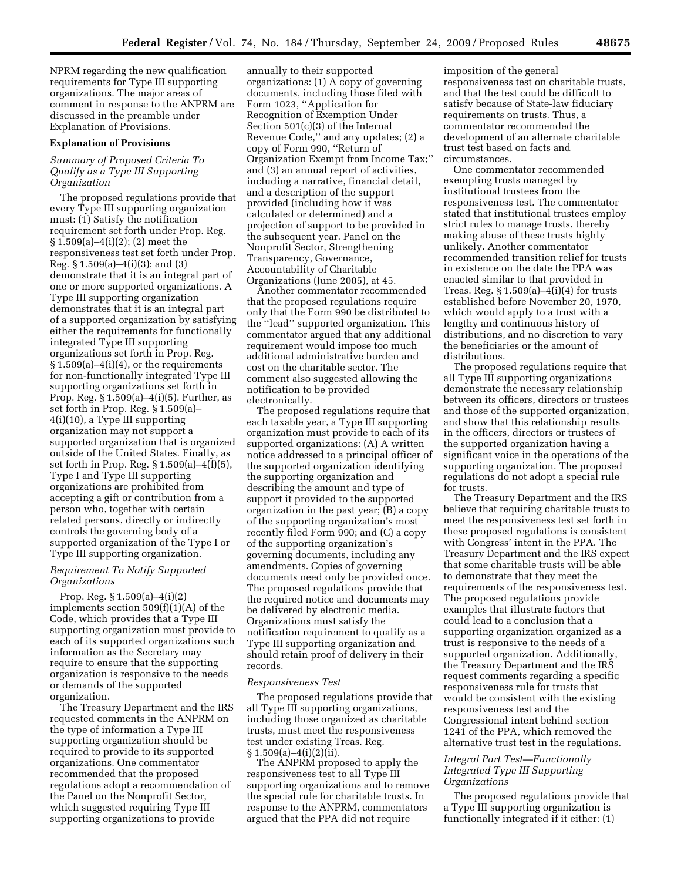NPRM regarding the new qualification requirements for Type III supporting organizations. The major areas of comment in response to the ANPRM are discussed in the preamble under Explanation of Provisions.

## Explanation of Provisions

### *Summary of Proposed Criteria To Qualify as a Type III Supporting Organization*

The proposed regulations provide that every Type III supporting organization must: (1) Satisfy the notification requirement set forth under Prop. Reg. § 1.509(a)–4(i)(2); (2) meet the responsiveness test set forth under Prop. Reg. § 1.509(a)–4(i)(3); and (3) demonstrate that it is an integral part of one or more supported organizations. A Type III supporting organization demonstrates that it is an integral part of a supported organization by satisfying either the requirements for functionally integrated Type III supporting organizations set forth in Prop. Reg. § 1.509(a)–4(i)(4), or the requirements for non-functionally integrated Type III supporting organizations set forth in Prop. Reg. § 1.509(a)–4(i)(5). Further, as set forth in Prop. Reg. § 1.509(a)–4(i)(10), a Type III supporting organization may not support a supported organization that is organized outside of the United States. Finally, as set forth in Prop. Reg. § 1.509(a)–4(f)(5), Type I and Type III supporting organizations are prohibited from accepting a gift or contribution from a person who, together with certain related persons, directly or indirectly controls the governing body of a supported organization of the Type I or Type III supporting organization.

### *Requirement To Notify Supported Organizations*

Prop. Reg. § 1.509(a)–4(i)(2) implements section 509(f)(1)(A) of the Code, which provides that a Type III supporting organization must provide to each of its supported organizations such information as the Secretary may require to ensure that the supporting organization is responsive to the needs or demands of the supported organization.

The Treasury Department and the IRS requested comments in the ANPRM on the type of information a Type III supporting organization should be required to provide to its supported organizations. One commentator recommended that the proposed regulations adopt a recommendation of the Panel on the Nonprofit Sector, which suggested requiring Type III supporting organizations to provide annually to their supported organizations: (1) A copy of governing documents, including those filed with Form 1023, "Application for Recognition of Exemption Under Section 501(c)(3) of the Internal Revenue Code," and any updates; (2) a copy of Form 990, "Return of Organization Exempt from Income Tax;" and (3) an annual report of activities, including a narrative, financial detail, and a description of the support provided (including how it was calculated or determined) and a projection of support to be provided in the subsequent year. Panel on the Nonprofit Sector, Strengthening Transparency, Governance, Accountability of Charitable Organizations (June 2005), at 45.

Another commentator recommended that the proposed regulations require only that the Form 990 be distributed to the "lead" supported organization. This commentator argued that any additional requirement would impose too much additional administrative burden and cost on the charitable sector. The comment also suggested allowing the notification to be provided electronically.

The proposed regulations require that each taxable year, a Type III supporting organization must provide to each of its supported organizations: (A) A written notice addressed to a principal officer of the supported organization identifying the supporting organization and describing the amount and type of support it provided to the supported organization in the past year; (B) a copy of the supporting organization's most recently filed Form 990; and (C) a copy of the supporting organization's governing documents, including any amendments. Copies of governing documents need only be provided once. The proposed regulations provide that the required notice and documents may be delivered by electronic media. Organizations must satisfy the notification requirement to qualify as a Type III supporting organization and should retain proof of delivery in their records.

### *Responsiveness Test*

The proposed regulations provide that all Type III supporting organizations, including those organized as charitable trusts, must meet the responsiveness test under existing Treas. Reg. § 1.509(a)–4(i)(2)(ii).

The ANPRM proposed to apply the responsiveness test to all Type III supporting organizations and to remove the special rule for charitable trusts. In response to the ANPRM, commentators argued that the PPA did not require imposition of the general responsiveness test on charitable trusts, and that the test could be difficult to satisfy because of State-law fiduciary requirements on trusts. Thus, a commentator recommended the development of an alternate charitable trust test based on facts and circumstances.

One commentator recommended exempting trusts managed by institutional trustees from the responsiveness test. The commentator stated that institutional trustees employ strict rules to manage trusts, thereby making abuse of these trusts highly unlikely. Another commentator recommended transition relief for trusts in existence on the date the PPA was enacted similar to that provided in Treas. Reg. § 1.509(a)–4(i)(4) for trusts established before November 20, 1970, which would apply to a trust with a lengthy and continuous history of distributions, and no discretion to vary the beneficiaries or the amount of distributions.

The proposed regulations require that all Type III supporting organizations demonstrate the necessary relationship between its officers, directors or trustees and those of the supported organization, and show that this relationship results in the officers, directors or trustees of the supported organization having a significant voice in the operations of the supporting organization. The proposed regulations do not adopt a special rule for trusts.

The Treasury Department and the IRS believe that requiring charitable trusts to meet the responsiveness test set forth in these proposed regulations is consistent with Congress' intent in the PPA. The Treasury Department and the IRS expect that some charitable trusts will be able to demonstrate that they meet the requirements of the responsiveness test. The proposed regulations provide examples that illustrate factors that could lead to a conclusion that a supporting organization organized as a trust is responsive to the needs of a supported organization. Additionally, the Treasury Department and the IRS request comments regarding a specific responsiveness rule for trusts that would be consistent with the existing responsiveness test and the Congressional intent behind section 1241 of the PPA, which removed the alternative trust test in the regulations.

### *Integral Part Test—Functionally Integrated Type III Supporting Organizations*

The proposed regulations provide that a Type III supporting organization is functionally integrated if it either: (1)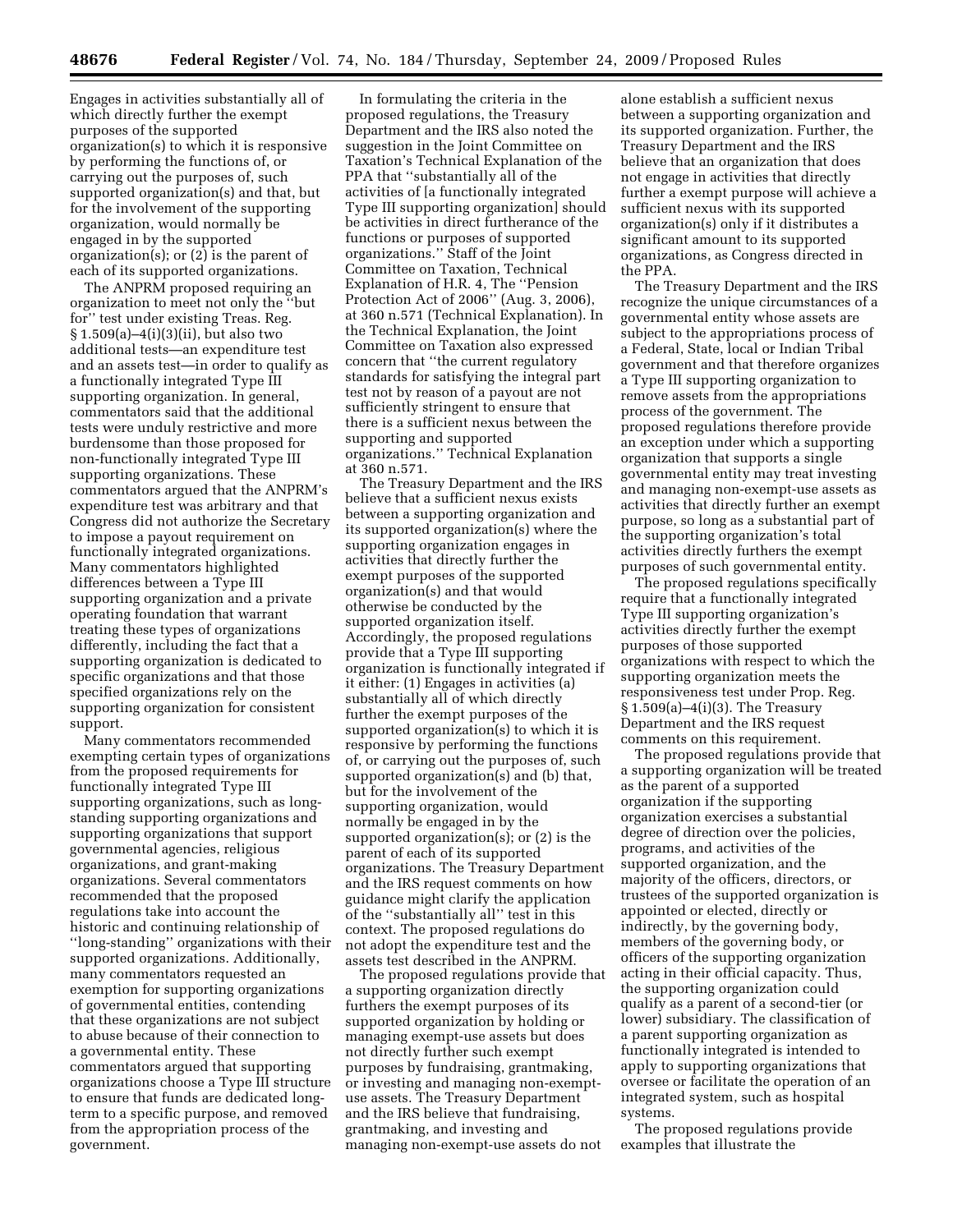Engages in activities substantially all of which directly further the exempt purposes of the supported organization(s) to which it is responsive by performing the functions of, or carrying out the purposes of, such supported organization(s) and that, but for the involvement of the supporting organization, would normally be engaged in by the supported organization(s); or (2) is the parent of each of its supported organizations.

The ANPRM proposed requiring an organization to meet not only the ''but for'' test under existing Treas. Reg. § 1.509(a)–4(i)(3)(ii), but also two additional tests—an expenditure test and an assets test—in order to qualify as a functionally integrated Type III supporting organization. In general, commentators said that the additional tests were unduly restrictive and more burdensome than those proposed for non-functionally integrated Type III supporting organizations. These commentators argued that the ANPRM's expenditure test was arbitrary and that Congress did not authorize the Secretary to impose a payout requirement on functionally integrated organizations. Many commentators highlighted differences between a Type III supporting organization and a private operating foundation that warrant treating these types of organizations differently, including the fact that a supporting organization is dedicated to specific organizations and that those specified organizations rely on the supporting organization for consistent support.

Many commentators recommended exempting certain types of organizations from the proposed requirements for functionally integrated Type III supporting organizations, such as long-standing supporting organizations and supporting organizations that support governmental agencies, religious organizations, and grant-making organizations. Several commentators recommended that the proposed regulations take into account the historic and continuing relationship of ''long-standing'' organizations with their supported organizations. Additionally, many commentators requested an exemption for supporting organizations of governmental entities, contending that these organizations are not subject to abuse because of their connection to a governmental entity. These commentators argued that supporting organizations choose a Type III structure to ensure that funds are dedicated long-term to a specific purpose, and removed from the appropriation process of the government.

In formulating the criteria in the proposed regulations, the Treasury Department and the IRS also noted the suggestion in the Joint Committee on Taxation's Technical Explanation of the PPA that ''substantially all of the activities of [a functionally integrated Type III supporting organization] should be activities in direct furtherance of the functions or purposes of supported organizations.'' Staff of the Joint Committee on Taxation, Technical Explanation of H.R. 4, The ''Pension Protection Act of 2006'' (Aug. 3, 2006), at 360 n.571 (Technical Explanation). In the Technical Explanation, the Joint Committee on Taxation also expressed concern that ''the current regulatory standards for satisfying the integral part test not by reason of a payout are not sufficiently stringent to ensure that there is a sufficient nexus between the supporting and supported organizations.'' Technical Explanation at 360 n.571.

The Treasury Department and the IRS believe that a sufficient nexus exists between a supporting organization and its supported organization(s) where the supporting organization engages in activities that directly further the exempt purposes of the supported organization(s) and that would otherwise be conducted by the supported organization itself. Accordingly, the proposed regulations provide that a Type III supporting organization is functionally integrated if it either: (1) Engages in activities (a) substantially all of which directly further the exempt purposes of the supported organization(s) to which it is responsive by performing the functions of, or carrying out the purposes of, such supported organization(s) and (b) that, but for the involvement of the supporting organization, would normally be engaged in by the supported organization(s); or (2) is the parent of each of its supported organizations. The Treasury Department and the IRS request comments on how guidance might clarify the application of the ''substantially all'' test in this context. The proposed regulations do not adopt the expenditure test and the assets test described in the ANPRM.

The proposed regulations provide that a supporting organization directly furthers the exempt purposes of its supported organization by holding or managing exempt-use assets but does not directly further such exempt purposes by fundraising, grantmaking, or investing and managing non-exempt-use assets. The Treasury Department and the IRS believe that fundraising, grantmaking, and investing and managing non-exempt-use assets do not alone establish a sufficient nexus between a supporting organization and its supported organization. Further, the Treasury Department and the IRS believe that an organization that does not engage in activities that directly further a exempt purpose will achieve a sufficient nexus with its supported organization(s) only if it distributes a significant amount to its supported organizations, as Congress directed in the PPA.

The Treasury Department and the IRS recognize the unique circumstances of a governmental entity whose assets are subject to the appropriations process of a Federal, State, local or Indian Tribal government and that therefore organizes a Type III supporting organization to remove assets from the appropriations process of the government. The proposed regulations therefore provide an exception under which a supporting organization that supports a single governmental entity may treat investing and managing non-exempt-use assets as activities that directly further an exempt purpose, so long as a substantial part of the supporting organization's total activities directly furthers the exempt purposes of such governmental entity.

The proposed regulations specifically require that a functionally integrated Type III supporting organization's activities directly further the exempt purposes of those supported organizations with respect to which the supporting organization meets the responsiveness test under Prop. Reg. § 1.509(a)–4(i)(3). The Treasury Department and the IRS request comments on this requirement.

The proposed regulations provide that a supporting organization will be treated as the parent of a supported organization if the supporting organization exercises a substantial degree of direction over the policies, programs, and activities of the supported organization, and the majority of the officers, directors, or trustees of the supported organization is appointed or elected, directly or indirectly, by the governing body, members of the governing body, or officers of the supporting organization acting in their official capacity. Thus, the supporting organization could qualify as a parent of a second-tier (or lower) subsidiary. The classification of a parent supporting organization as functionally integrated is intended to apply to supporting organizations that oversee or facilitate the operation of an integrated system, such as hospital systems.

The proposed regulations provide examples that illustrate the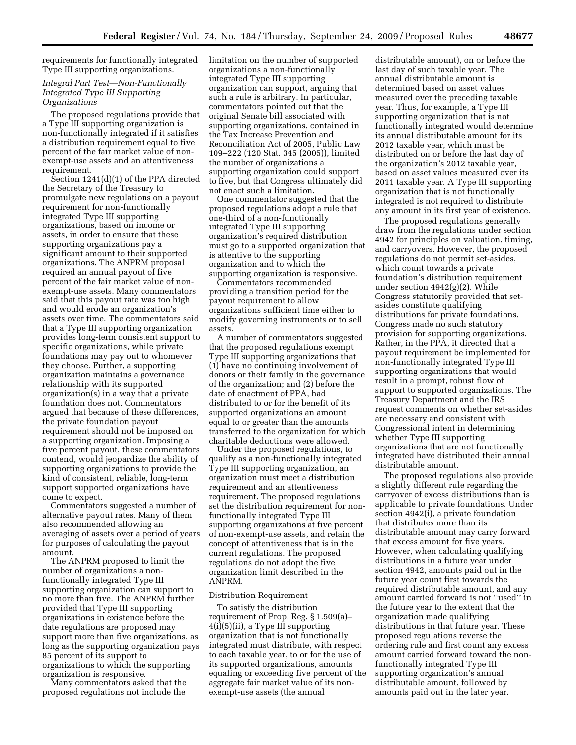requirements for functionally integrated Type III supporting organizations.

*Integral Part Test—Non-Functionally Integrated Type III Supporting Organizations*

The proposed regulations provide that a Type III supporting organization is non-functionally integrated if it satisfies a distribution requirement equal to five percent of the fair market value of non-exempt-use assets and an attentiveness requirement.

Section 1241(d)(1) of the PPA directed the Secretary of the Treasury to promulgate new regulations on a payout requirement for non-functionally integrated Type III supporting organizations, based on income or assets, in order to ensure that these supporting organizations pay a significant amount to their supported organizations. The ANPRM proposal required an annual payout of five percent of the fair market value of non-exempt-use assets. Many commentators said that this payout rate was too high and would erode an organization's assets over time. The commentators said that a Type III supporting organization provides long-term consistent support to specific organizations, while private foundations may pay out to whomever they choose. Further, a supporting organization maintains a governance relationship with its supported organization(s) in a way that a private foundation does not. Commentators argued that because of these differences, the private foundation payout requirement should not be imposed on a supporting organization. Imposing a five percent payout, these commentators contend, would jeopardize the ability of supporting organizations to provide the kind of consistent, reliable, long-term support supported organizations have come to expect.

Commentators suggested a number of alternative payout rates. Many of them also recommended allowing an averaging of assets over a period of years for purposes of calculating the payout amount.

The ANPRM proposed to limit the number of organizations a non-functionally integrated Type III supporting organization can support to no more than five. The ANPRM further provided that Type III supporting organizations in existence before the date regulations are proposed may support more than five organizations, as long as the supporting organization pays 85 percent of its support to organizations to which the supporting organization is responsive.

Many commentators asked that the proposed regulations not include the limitation on the number of supported organizations a non-functionally integrated Type III supporting organization can support, arguing that such a rule is arbitrary. In particular, commentators pointed out that the original Senate bill associated with supporting organizations, contained in the Tax Increase Prevention and Reconciliation Act of 2005, Public Law 109–222 (120 Stat. 345 (2005)), limited the number of organizations a supporting organization could support to five, but that Congress ultimately did not enact such a limitation.

One commentator suggested that the proposed regulations adopt a rule that one-third of a non-functionally integrated Type III supporting organization's required distribution must go to a supported organization that is attentive to the supporting organization and to which the supporting organization is responsive.

Commentators recommended providing a transition period for the payout requirement to allow organizations sufficient time either to modify governing instruments or to sell assets.

A number of commentators suggested that the proposed regulations exempt Type III supporting organizations that (1) have no continuing involvement of donors or their family in the governance of the organization; and (2) before the date of enactment of PPA, had distributed to or for the benefit of its supported organizations an amount equal to or greater than the amounts transferred to the organization for which charitable deductions were allowed.

Under the proposed regulations, to qualify as a non-functionally integrated Type III supporting organization, an organization must meet a distribution requirement and an attentiveness requirement. The proposed regulations set the distribution requirement for non-functionally integrated Type III supporting organizations at five percent of non-exempt-use assets, and retain the concept of attentiveness that is in the current regulations. The proposed regulations do not adopt the five organization limit described in the ANPRM.

Distribution Requirement

To satisfy the distribution requirement of Prop. Reg. § 1.509(a)–4(i)(5)(ii), a Type III supporting organization that is not functionally integrated must distribute, with respect to each taxable year, to or for the use of its supported organizations, amounts equaling or exceeding five percent of the aggregate fair market value of its non-exempt-use assets (the annual distributable amount), on or before the last day of such taxable year. The annual distributable amount is determined based on asset values measured over the preceding taxable year. Thus, for example, a Type III supporting organization that is not functionally integrated would determine its annual distributable amount for its 2012 taxable year, which must be distributed on or before the last day of the organization's 2012 taxable year, based on asset values measured over its 2011 taxable year. A Type III supporting organization that is not functionally integrated is not required to distribute any amount in its first year of existence.

The proposed regulations generally draw from the regulations under section 4942 for principles on valuation, timing, and carryovers. However, the proposed regulations do not permit set-asides, which count towards a private foundation's distribution requirement under section 4942(g)(2). While Congress statutorily provided that set-asides constitute qualifying distributions for private foundations, Congress made no such statutory provision for supporting organizations. Rather, in the PPA, it directed that a payout requirement be implemented for non-functionally integrated Type III supporting organizations that would result in a prompt, robust flow of support to supported organizations. The Treasury Department and the IRS request comments on whether set-asides are necessary and consistent with Congressional intent in determining whether Type III supporting organizations that are not functionally integrated have distributed their annual distributable amount.

The proposed regulations also provide a slightly different rule regarding the carryover of excess distributions than is applicable to private foundations. Under section 4942(i), a private foundation that distributes more than its distributable amount may carry forward that excess amount for five years. However, when calculating qualifying distributions in a future year under section 4942, amounts paid out in the future year count first towards the required distributable amount, and any amount carried forward is not "used" in the future year to the extent that the organization made qualifying distributions in that future year. These proposed regulations reverse the ordering rule and first count any excess amount carried forward toward the non-functionally integrated Type III supporting organization's annual distributable amount, followed by amounts paid out in the later year.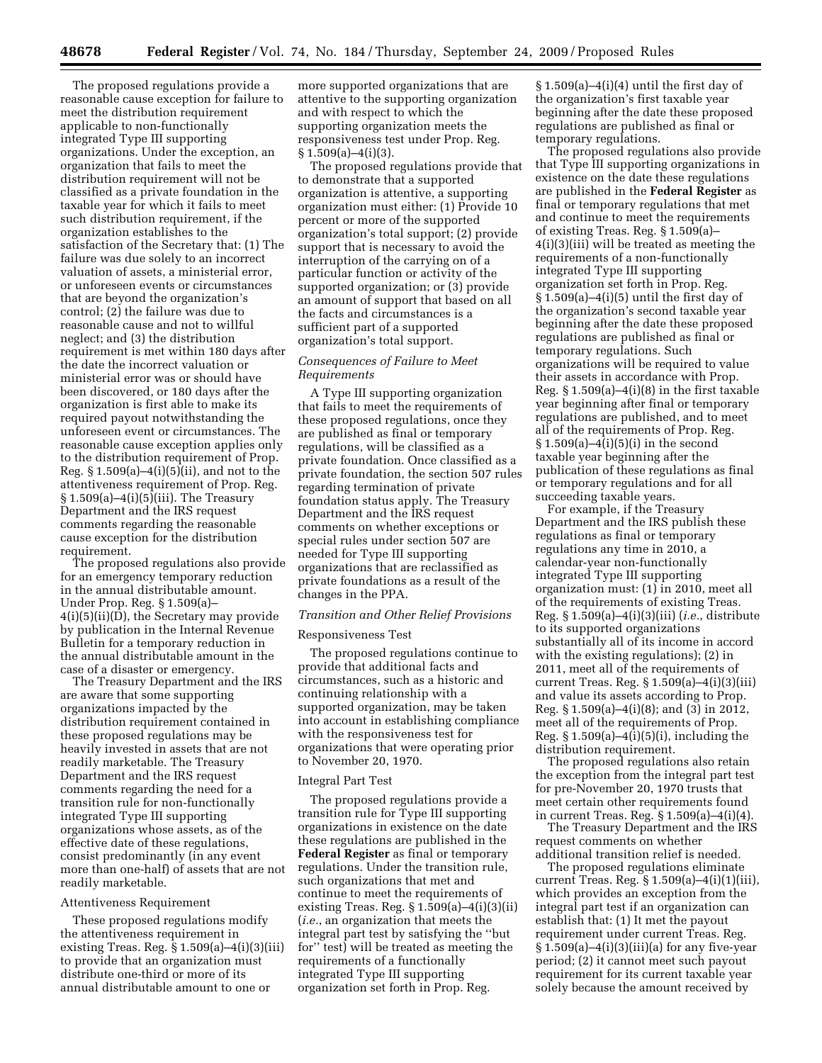The proposed regulations provide a reasonable cause exception for failure to meet the distribution requirement applicable to non-functionally integrated Type III supporting organizations. Under the exception, an organization that fails to meet the distribution requirement will not be classified as a private foundation in the taxable year for which it fails to meet such distribution requirement, if the organization establishes to the satisfaction of the Secretary that: (1) The failure was due solely to an incorrect valuation of assets, a ministerial error, or unforeseen events or circumstances that are beyond the organization's control; (2) the failure was due to reasonable cause and not to willful neglect; and (3) the distribution requirement is met within 180 days after the date the incorrect valuation or ministerial error was or should have been discovered, or 180 days after the organization is first able to make its required payout notwithstanding the unforeseen event or circumstances. The reasonable cause exception applies only to the distribution requirement of Prop. Reg. § 1.509(a)–4(i)(5)(ii), and not to the attentiveness requirement of Prop. Reg. § 1.509(a)–4(i)(5)(iii). The Treasury Department and the IRS request comments regarding the reasonable cause exception for the distribution requirement.

The proposed regulations also provide for an emergency temporary reduction in the annual distributable amount. Under Prop. Reg. § 1.509(a)–4(i)(5)(ii)(D), the Secretary may provide by publication in the Internal Revenue Bulletin for a temporary reduction in the annual distributable amount in the case of a disaster or emergency.

The Treasury Department and the IRS are aware that some supporting organizations impacted by the distribution requirement contained in these proposed regulations may be heavily invested in assets that are not readily marketable. The Treasury Department and the IRS request comments regarding the need for a transition rule for non-functionally integrated Type III supporting organizations whose assets, as of the effective date of these regulations, consist predominantly (in any event more than one-half) of assets that are not readily marketable.

Attentiveness Requirement

These proposed regulations modify the attentiveness requirement in existing Treas. Reg. § 1.509(a)–4(i)(3)(iii) to provide that an organization must distribute one-third or more of its annual distributable amount to one or more supported organizations that are attentive to the supporting organization and with respect to which the supporting organization meets the responsiveness test under Prop. Reg. § 1.509(a)–4(i)(3).

The proposed regulations provide that to demonstrate that a supported organization is attentive, a supporting organization must either: (1) Provide 10 percent or more of the supported organization's total support; (2) provide support that is necessary to avoid the interruption of the carrying on of a particular function or activity of the supported organization; or (3) provide an amount of support that based on all the facts and circumstances is a sufficient part of a supported organization's total support.

*Consequences of Failure to Meet Requirements*

A Type III supporting organization that fails to meet the requirements of these proposed regulations, once they are published as final or temporary regulations, will be classified as a private foundation. Once classified as a private foundation, the section 507 rules regarding termination of private foundation status apply. The Treasury Department and the IRS request comments on whether exceptions or special rules under section 507 are needed for Type III supporting organizations that are reclassified as private foundations as a result of the changes in the PPA.

*Transition and Other Relief Provisions*

Responsiveness Test

The proposed regulations continue to provide that additional facts and circumstances, such as a historic and continuing relationship with a supported organization, may be taken into account in establishing compliance with the responsiveness test for organizations that were operating prior to November 20, 1970.

Integral Part Test

The proposed regulations provide a transition rule for Type III supporting organizations in existence on the date these regulations are published in the **Federal Register** as final or temporary regulations. Under the transition rule, such organizations that met and continue to meet the requirements of existing Treas. Reg. § 1.509(a)–4(i)(3)(ii) (*i.e.*, an organization that meets the integral part test by satisfying the ''but for'' test) will be treated as meeting the requirements of a functionally integrated Type III supporting organization set forth in Prop. Reg. § 1.509(a)–4(i)(4) until the first day of the organization's first taxable year beginning after the date these proposed regulations are published as final or temporary regulations.

The proposed regulations also provide that Type III supporting organizations in existence on the date these regulations are published in the **Federal Register** as final or temporary regulations that met and continue to meet the requirements of existing Treas. Reg. § 1.509(a)–4(i)(3)(iii) will be treated as meeting the requirements of a non-functionally integrated Type III supporting organization set forth in Prop. Reg. § 1.509(a)–4(i)(5) until the first day of the organization's second taxable year beginning after the date these proposed regulations are published as final or temporary regulations. Such organizations will be required to value their assets in accordance with Prop. Reg. § 1.509(a)–4(i)(8) in the first taxable year beginning after final or temporary regulations are published, and to meet all of the requirements of Prop. Reg. § 1.509(a)–4(i)(5)(i) in the second taxable year beginning after the publication of these regulations as final or temporary regulations and for all succeeding taxable years.

For example, if the Treasury Department and the IRS publish these regulations as final or temporary regulations any time in 2010, a calendar-year non-functionally integrated Type III supporting organization must: (1) in 2010, meet all of the requirements of existing Treas. Reg. § 1.509(a)–4(i)(3)(iii) (*i.e.*, distribute to its supported organizations substantially all of its income in accord with the existing regulations); (2) in 2011, meet all of the requirements of current Treas. Reg. § 1.509(a)–4(i)(3)(iii) and value its assets according to Prop. Reg. § 1.509(a)–4(i)(8); and (3) in 2012, meet all of the requirements of Prop. Reg. § 1.509(a)–4(i)(5)(i), including the distribution requirement.

The proposed regulations also retain the exception from the integral part test for pre-November 20, 1970 trusts that meet certain other requirements found in current Treas. Reg. § 1.509(a)–4(i)(4).

The Treasury Department and the IRS request comments on whether additional transition relief is needed.

The proposed regulations eliminate current Treas. Reg. § 1.509(a)–4(i)(1)(iii), which provides an exception from the integral part test if an organization can establish that: (1) It met the payout requirement under current Treas. Reg. § 1.509(a)–4(i)(3)(iii)(*a*) for any five-year period; (2) it cannot meet such payout requirement for its current taxable year solely because the amount received by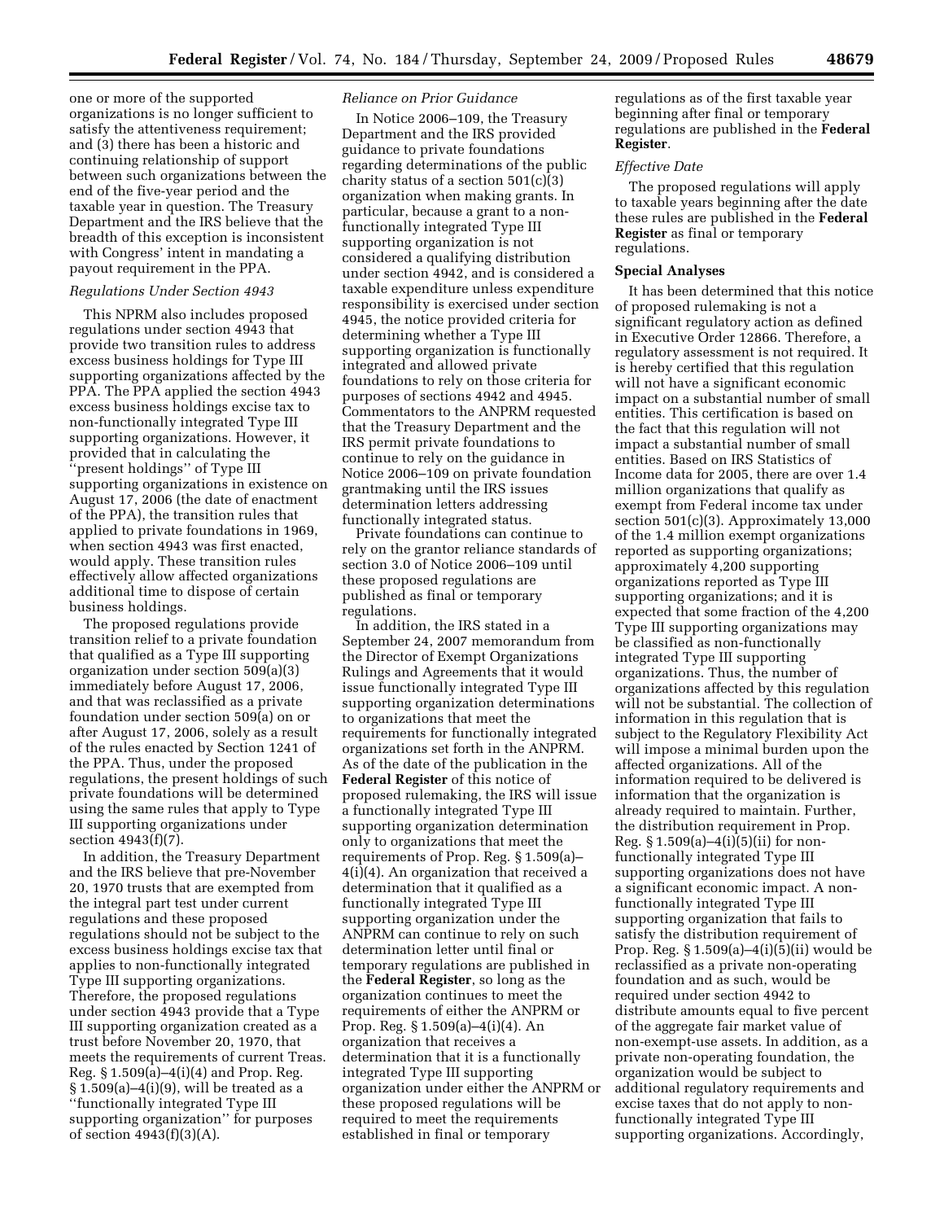one or more of the supported organizations is no longer sufficient to satisfy the attentiveness requirement; and (3) there has been a historic and continuing relationship of support between such organizations between the end of the five-year period and the taxable year in question. The Treasury Department and the IRS believe that the breadth of this exception is inconsistent with Congress' intent in mandating a payout requirement in the PPA.

*Regulations Under Section 4943*

This NPRM also includes proposed regulations under section 4943 that provide two transition rules to address excess business holdings for Type III supporting organizations affected by the PPA. The PPA applied the section 4943 excess business holdings excise tax to non-functionally integrated Type III supporting organizations. However, it provided that in calculating the "present holdings" of Type III supporting organizations in existence on August 17, 2006 (the date of enactment of the PPA), the transition rules that applied to private foundations in 1969, when section 4943 was first enacted, would apply. These transition rules effectively allow affected organizations additional time to dispose of certain business holdings.

The proposed regulations provide transition relief to a private foundation that qualified as a Type III supporting organization under section 509(a)(3) immediately before August 17, 2006, and that was reclassified as a private foundation under section 509(a) on or after August 17, 2006, solely as a result of the rules enacted by Section 1241 of the PPA. Thus, under the proposed regulations, the present holdings of such private foundations will be determined using the same rules that apply to Type III supporting organizations under section 4943(f)(7).

In addition, the Treasury Department and the IRS believe that pre-November 20, 1970 trusts that are exempted from the integral part test under current regulations and these proposed regulations should not be subject to the excess business holdings excise tax that applies to non-functionally integrated Type III supporting organizations. Therefore, the proposed regulations under section 4943 provide that a Type III supporting organization created as a trust before November 20, 1970, that meets the requirements of current Treas. Reg. § 1.509(a)–4(i)(4) and Prop. Reg. § 1.509(a)–4(i)(9), will be treated as a "functionally integrated Type III supporting organization" for purposes of section 4943(f)(3)(A).

*Reliance on Prior Guidance*

In Notice 2006–109, the Treasury Department and the IRS provided guidance to private foundations regarding determinations of the public charity status of a section 501(c)(3) organization when making grants. In particular, because a grant to a non-functionally integrated Type III supporting organization is not considered a qualifying distribution under section 4942, and is considered a taxable expenditure unless expenditure responsibility is exercised under section 4945, the notice provided criteria for determining whether a Type III supporting organization is functionally integrated and allowed private foundations to rely on those criteria for purposes of sections 4942 and 4945. Commentators to the ANPRM requested that the Treasury Department and the IRS permit private foundations to continue to rely on the guidance in Notice 2006–109 on private foundation grantmaking until the IRS issues determination letters addressing functionally integrated status.

Private foundations can continue to rely on the grantor reliance standards of section 3.0 of Notice 2006–109 until these proposed regulations are published as final or temporary regulations.

In addition, the IRS stated in a September 24, 2007 memorandum from the Director of Exempt Organizations Rulings and Agreements that it would issue functionally integrated Type III supporting organization determinations to organizations that meet the requirements for functionally integrated organizations set forth in the ANPRM. As of the date of the publication in the **Federal Register** of this notice of proposed rulemaking, the IRS will issue a functionally integrated Type III supporting organization determination only to organizations that meet the requirements of Prop. Reg. § 1.509(a)–4(i)(4). An organization that received a determination that it qualified as a functionally integrated Type III supporting organization under the ANPRM can continue to rely on such determination letter until final or temporary regulations are published in the **Federal Register**, so long as the organization continues to meet the requirements of either the ANPRM or Prop. Reg. § 1.509(a)–4(i)(4). An organization that receives a determination that it is a functionally integrated Type III supporting organization under either the ANPRM or these proposed regulations will be required to meet the requirements established in final or temporary regulations as of the first taxable year beginning after final or temporary regulations are published in the **Federal Register**.

*Effective Date*

The proposed regulations will apply to taxable years beginning after the date these rules are published in the **Federal Register** as final or temporary regulations.

## Special Analyses

It has been determined that this notice of proposed rulemaking is not a significant regulatory action as defined in Executive Order 12866. Therefore, a regulatory assessment is not required. It is hereby certified that this regulation will not have a significant economic impact on a substantial number of small entities. This certification is based on the fact that this regulation will not impact a substantial number of small entities. Based on IRS Statistics of Income data for 2005, there are over 1.4 million organizations that qualify as exempt from Federal income tax under section 501(c)(3). Approximately 13,000 of the 1.4 million exempt organizations reported as supporting organizations; approximately 4,200 supporting organizations reported as Type III supporting organizations; and it is expected that some fraction of the 4,200 Type III supporting organizations may be classified as non-functionally integrated Type III supporting organizations. Thus, the number of organizations affected by this regulation will not be substantial. The collection of information in this regulation that is subject to the Regulatory Flexibility Act will impose a minimal burden upon the affected organizations. All of the information required to be delivered is information that the organization is already required to maintain. Further, the distribution requirement in Prop. Reg. § 1.509(a)–4(i)(5)(ii) for non-functionally integrated Type III supporting organizations does not have a significant economic impact. A non-functionally integrated Type III supporting organization that fails to satisfy the distribution requirement of Prop. Reg. § 1.509(a)–4(i)(5)(ii) would be reclassified as a private non-operating foundation and as such, would be required under section 4942 to distribute amounts equal to five percent of the aggregate fair market value of non-exempt-use assets. In addition, as a private non-operating foundation, the organization would be subject to additional regulatory requirements and excise taxes that do not apply to non-functionally integrated Type III supporting organizations. Accordingly,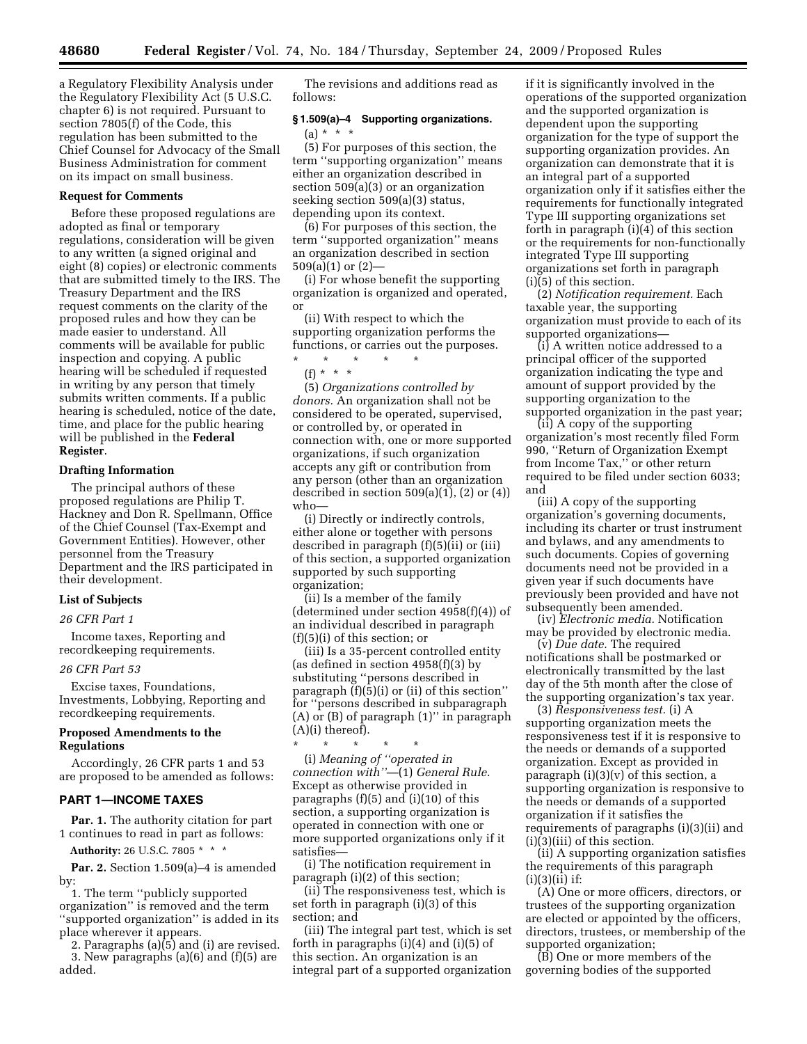a Regulatory Flexibility Analysis under the Regulatory Flexibility Act (5 U.S.C. chapter 6) is not required. Pursuant to section 7805(f) of the Code, this regulation has been submitted to the Chief Counsel for Advocacy of the Small Business Administration for comment on its impact on small business.

### Request for Comments

Before these proposed regulations are adopted as final or temporary regulations, consideration will be given to any written (a signed original and eight (8) copies) or electronic comments that are submitted timely to the IRS. The Treasury Department and the IRS request comments on the clarity of the proposed rules and how they can be made easier to understand. All comments will be available for public inspection and copying. A public hearing will be scheduled if requested in writing by any person that timely submits written comments. If a public hearing is scheduled, notice of the date, time, and place for the public hearing will be published in the **Federal Register**.

### Drafting Information

The principal authors of these proposed regulations are Philip T. Hackney and Don R. Spellmann, Office of the Chief Counsel (Tax-Exempt and Government Entities). However, other personnel from the Treasury Department and the IRS participated in their development.

### List of Subjects

*26 CFR Part 1*

Income taxes, Reporting and recordkeeping requirements.

*26 CFR Part 53*

Excise taxes, Foundations, Investments, Lobbying, Reporting and recordkeeping requirements.

### Proposed Amendments to the Regulations

Accordingly, 26 CFR parts 1 and 53 are proposed to be amended as follows:

## PART 1—INCOME TAXES

**Par. 1.** The authority citation for part 1 continues to read in part as follows:

**Authority:** 26 U.S.C. 7805 * * *

**Par. 2.** Section 1.509(a)–4 is amended by:

1. The term ''publicly supported organization'' is removed and the term ''supported organization'' is added in its place wherever it appears.

2. Paragraphs (a)(5) and (i) are revised.

3. New paragraphs (a)(6) and (f)(5) are added.

The revisions and additions read as follows:

### § 1.509(a)–4 Supporting organizations.

(a) * * *

(5) For purposes of this section, the term ''supporting organization'' means either an organization described in section 509(a)(3) or an organization seeking section 509(a)(3) status, depending upon its context.

(6) For purposes of this section, the term ''supported organization'' means an organization described in section 509(a)(1) or (2)—

(i) For whose benefit the supporting organization is organized and operated, or

(ii) With respect to which the supporting organization performs the functions, or carries out the purposes.

\* \* \* \* \*

(f) * * *

(5) *Organizations controlled by donors.* An organization shall not be considered to be operated, supervised, or controlled by, or operated in connection with, one or more supported organizations, if such organization accepts any gift or contribution from any person (other than an organization described in section 509(a)(1), (2) or (4)) who—

(i) Directly or indirectly controls, either alone or together with persons described in paragraph (f)(5)(ii) or (iii) of this section, a supported organization supported by such supporting organization;

(ii) Is a member of the family (determined under section 4958(f)(4)) of an individual described in paragraph (f)(5)(i) of this section; or

(iii) Is a 35-percent controlled entity (as defined in section 4958(f)(3) by substituting ''persons described in paragraph (f)(5)(i) or (ii) of this section'' for ''persons described in subparagraph (A) or (B) of paragraph (1)'' in paragraph (A)(i) thereof).

\* \* \* \* \*

(i) *Meaning of ''operated in connection with''*—(1) *General Rule.* Except as otherwise provided in paragraphs (f)(5) and (i)(10) of this section, a supporting organization is operated in connection with one or more supported organizations only if it satisfies—

(i) The notification requirement in paragraph (i)(2) of this section;

(ii) The responsiveness test, which is set forth in paragraph (i)(3) of this section; and

(iii) The integral part test, which is set forth in paragraphs (i)(4) and (i)(5) of this section. An organization is an integral part of a supported organization if it is significantly involved in the operations of the supported organization and the supported organization is dependent upon the supporting organization for the type of support the supporting organization provides. An organization can demonstrate that it is an integral part of a supported organization only if it satisfies either the requirements for functionally integrated Type III supporting organizations set forth in paragraph (i)(4) of this section or the requirements for non-functionally integrated Type III supporting organizations set forth in paragraph (i)(5) of this section.

(2) *Notification requirement.* Each taxable year, the supporting organization must provide to each of its supported organizations—

(i) A written notice addressed to a principal officer of the supported organization indicating the type and amount of support provided by the supporting organization to the supported organization in the past year;

(ii) A copy of the supporting organization's most recently filed Form 990, ''Return of Organization Exempt from Income Tax,'' or other return required to be filed under section 6033; and

(iii) A copy of the supporting organization's governing documents, including its charter or trust instrument and bylaws, and any amendments to such documents. Copies of governing documents need not be provided in a given year if such documents have previously been provided and have not subsequently been amended.

(iv) *Electronic media.* Notification may be provided by electronic media.

(v) *Due date.* The required notifications shall be postmarked or electronically transmitted by the last day of the 5th month after the close of the supporting organization's tax year.

(3) *Responsiveness test.* (i) A supporting organization meets the responsiveness test if it is responsive to the needs or demands of a supported organization. Except as provided in paragraph (i)(3)(v) of this section, a supporting organization is responsive to the needs or demands of a supported organization if it satisfies the requirements of paragraphs (i)(3)(ii) and (i)(3)(iii) of this section.

(ii) A supporting organization satisfies the requirements of this paragraph (i)(3)(ii) if:

(A) One or more officers, directors, or trustees of the supporting organization are elected or appointed by the officers, directors, trustees, or membership of the supported organization;

(B) One or more members of the governing bodies of the supported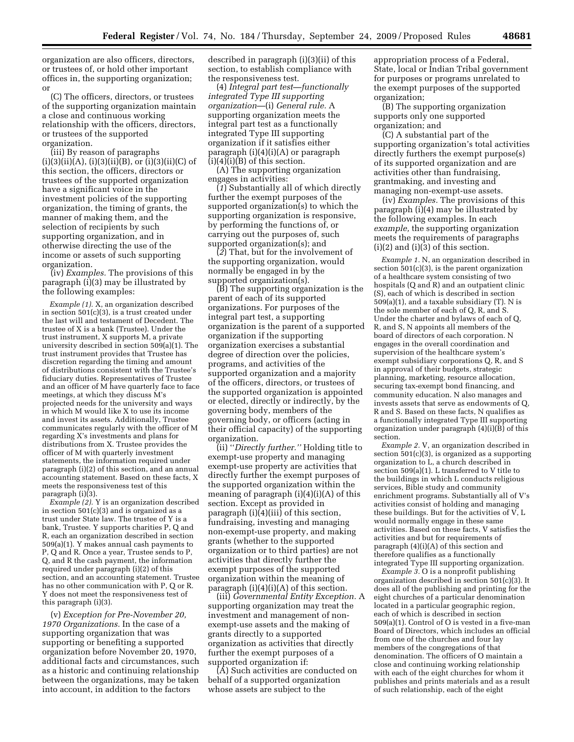organization are also officers, directors, or trustees of, or hold other important offices in, the supporting organization; or

(C) The officers, directors, or trustees of the supporting organization maintain a close and continuous working relationship with the officers, directors, or trustees of the supported organization.

(iii) By reason of paragraphs (i)(3)(ii)(A), (i)(3)(ii)(B), or (i)(3)(ii)(C) of this section, the officers, directors or trustees of the supported organization have a significant voice in the investment policies of the supporting organization, the timing of grants, the manner of making them, and the selection of recipients by such supporting organization, and in otherwise directing the use of the income or assets of such supporting organization.

(iv) *Examples.* The provisions of this paragraph (i)(3) may be illustrated by the following examples:

*Example (1).* X, an organization described in section 501(c)(3), is a trust created under the last will and testament of Decedent. The trustee of X is a bank (Trustee). Under the trust instrument, X supports M, a private university described in section 509(a)(1). The trust instrument provides that Trustee has discretion regarding the timing and amount of distributions consistent with the Trustee's fiduciary duties. Representatives of Trustee and an officer of M have quarterly face to face meetings, at which they discuss M's projected needs for the university and ways in which M would like X to use its income and invest its assets. Additionally, Trustee communicates regularly with the officer of M regarding X's investments and plans for distributions from X. Trustee provides the officer of M with quarterly investment statements, the information required under paragraph (i)(2) of this section, and an annual accounting statement. Based on these facts, X meets the responsiveness test of this paragraph (i)(3).

*Example (2).* Y is an organization described in section 501(c)(3) and is organized as a trust under State law. The trustee of Y is a bank, Trustee. Y supports charities P, Q and R, each an organization described in section 509(a)(1). Y makes annual cash payments to P, Q and R. Once a year, Trustee sends to P, Q, and R the cash payment, the information required under paragraph (i)(2) of this section, and an accounting statement. Trustee has no other communication with P, Q or R. Y does not meet the responsiveness test of this paragraph (i)(3).

(v) *Exception for Pre-November 20, 1970 Organizations.* In the case of a supporting organization that was supporting or benefiting a supported organization before November 20, 1970, additional facts and circumstances, such as a historic and continuing relationship between the organizations, may be taken into account, in addition to the factors described in paragraph (i)(3)(ii) of this section, to establish compliance with the responsiveness test.

(4) *Integral part test—functionally integrated Type III supporting organization*—(i) *General rule.* A supporting organization meets the integral part test as a functionally integrated Type III supporting organization if it satisfies either paragraph (i)(4)(i)(A) or paragraph (i)(4)(i)(B) of this section.

(A) The supporting organization engages in activities:

(*1*) Substantially all of which directly further the exempt purposes of the supported organization(s) to which the supporting organization is responsive, by performing the functions of, or carrying out the purposes of, such supported organization(s); and

(*2*) That, but for the involvement of the supporting organization, would normally be engaged in by the supported organization(s).

(B) The supporting organization is the parent of each of its supported organizations. For purposes of the integral part test, a supporting organization is the parent of a supported organization if the supporting organization exercises a substantial degree of direction over the policies, programs, and activities of the supported organization and a majority of the officers, directors, or trustees of the supported organization is appointed or elected, directly or indirectly, by the governing body, members of the governing body, or officers (acting in their official capacity) of the supporting organization.

(ii) ''*Directly further.''* Holding title to exempt-use property and managing exempt-use property are activities that directly further the exempt purposes of the supported organization within the meaning of paragraph (i)(4)(i)(A) of this section. Except as provided in paragraph (i)(4)(iii) of this section, fundraising, investing and managing non-exempt-use property, and making grants (whether to the supported organization or to third parties) are not activities that directly further the exempt purposes of the supported organization within the meaning of paragraph (i)(4)(i)(A) of this section.

(iii) *Governmental Entity Exception.* A supporting organization may treat the investment and management of non-exempt-use assets and the making of grants directly to a supported organization as activities that directly further the exempt purposes of a supported organization if:

(A) Such activities are conducted on behalf of a supported organization whose assets are subject to the appropriation process of a Federal, State, local or Indian Tribal government for purposes or programs unrelated to the exempt purposes of the supported organization;

(B) The supporting organization supports only one supported organization; and

(C) A substantial part of the supporting organization's total activities directly furthers the exempt purpose(s) of its supported organization and are activities other than fundraising, grantmaking, and investing and managing non-exempt-use assets.

(iv) *Examples.* The provisions of this paragraph (i)(4) may be illustrated by the following examples. In each *example,* the supporting organization meets the requirements of paragraphs (i)(2) and (i)(3) of this section.

*Example 1.* N, an organization described in section 501(c)(3), is the parent organization of a healthcare system consisting of two hospitals (Q and R) and an outpatient clinic (S), each of which is described in section 509(a)(1), and a taxable subsidiary (T). N is the sole member of each of Q, R, and S. Under the charter and bylaws of each of Q, R, and S, N appoints all members of the board of directors of each corporation. N engages in the overall coordination and supervision of the healthcare system's exempt subsidiary corporations Q, R, and S in approval of their budgets, strategic planning, marketing, resource allocation, securing tax-exempt bond financing, and community education. N also manages and invests assets that serve as endowments of Q, R and S. Based on these facts, N qualifies as a functionally integrated Type III supporting organization under paragraph (4)(i)(B) of this section.

*Example 2.* V, an organization described in section 501(c)(3), is organized as a supporting organization to L, a church described in section 509(a)(1). L transferred to V title to the buildings in which L conducts religious services, Bible study and community enrichment programs. Substantially all of V's activities consist of holding and managing these buildings. But for the activities of V, L would normally engage in these same activities. Based on these facts, V satisfies the activities and but for requirements of paragraph (4)(i)(A) of this section and therefore qualifies as a functionally integrated Type III supporting organization.

*Example 3.* O is a nonprofit publishing organization described in section 501(c)(3). It does all of the publishing and printing for the eight churches of a particular denomination located in a particular geographic region, each of which is described in section 509(a)(1). Control of O is vested in a five-man Board of Directors, which includes an official from one of the churches and four lay members of the congregations of that denomination. The officers of O maintain a close and continuing working relationship with each of the eight churches for whom it publishes and prints materials and as a result of such relationship, each of the eight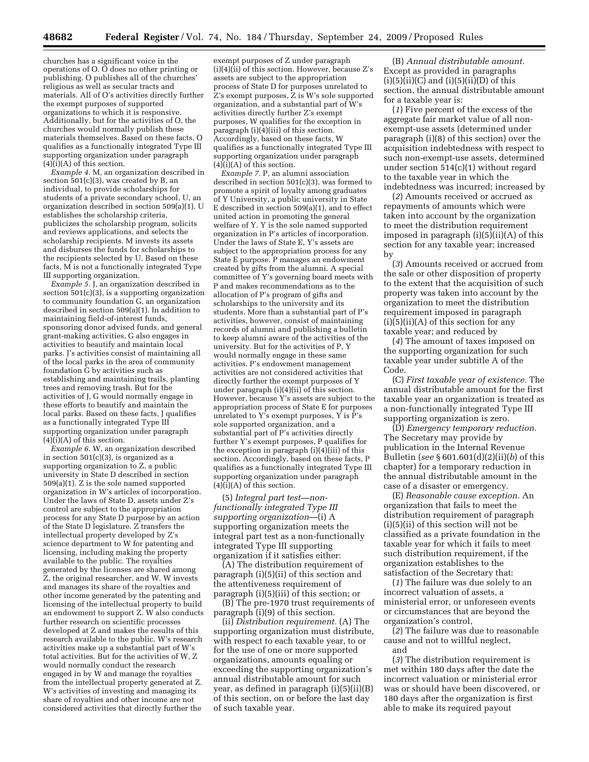churches has a significant voice in the operations of O. O does no other printing or publishing. O publishes all of the churches' religious as well as secular tracts and materials. All of O's activities directly further the exempt purposes of supported organizations to which it is responsive. Additionally, but for the activities of O, the churches would normally publish these materials themselves. Based on these facts, O qualifies as a functionally integrated Type III supporting organization under paragraph (4)(i)(A) of this section.

*Example 4.* M, an organization described in section 501(c)(3), was created by B, an individual, to provide scholarships for students of a private secondary school, U, an organization described in section 509(a)(1). U establishes the scholarship criteria, publicizes the scholarship program, solicits and reviews applications, and selects the scholarship recipients. M invests its assets and disburses the funds for scholarships to the recipients selected by U. Based on these facts, M is not a functionally integrated Type III supporting organization.

*Example 5.* J, an organization described in section 501(c)(3), is a supporting organization to community foundation G, an organization described in section 509(a)(1). In addition to maintaining field-of-interest funds, sponsoring donor advised funds, and general grant-making activities, G also engages in activities to beautify and maintain local parks. J's activities consist of maintaining all of the local parks in the area of community foundation G by activities such as establishing and maintaining trails, planting trees and removing trash. But for the activities of J, G would normally engage in these efforts to beautify and maintain the local parks. Based on these facts, J qualifies as a functionally integrated Type III supporting organization under paragraph (4)(i)(A) of this section.

*Example 6.* W, an organization described in section 501(c)(3), is organized as a supporting organization to Z, a public university in State D described in section 509(a)(1). Z is the sole named supported organization in W's articles of incorporation. Under the laws of State D, assets under Z's control are subject to the appropriation process for any State D purpose by an action of the State D legislature. Z transfers the intellectual property developed by Z's science department to W for patenting and licensing, including making the property available to the public. The royalties generated by the licenses are shared among Z, the original researcher, and W. W invests and manages its share of the royalties and other income generated by the patenting and licensing of the intellectual property to build an endowment to support Z. W also conducts further research on scientific processes developed at Z and makes the results of this research available to the public. W's research activities make up a substantial part of W's total activities. But for the activities of W, Z would normally conduct the research engaged in by W and manage the royalties from the intellectual property generated at Z. W's activities of investing and managing its share of royalties and other income are not considered activities that directly further the exempt purposes of Z under paragraph (i)(4)(ii) of this section. However, because Z's assets are subject to the appropriation process of State D for purposes unrelated to Z's exempt purposes, Z is W's sole supported organization, and a substantial part of W's activities directly further Z's exempt purposes, W qualifies for the exception in paragraph (i)(4)(iii) of this section. Accordingly, based on these facts, W qualifies as a functionally integrated Type III supporting organization under paragraph (4)(i)(A) of this section.

*Example 7.* P, an alumni association described in section 501(c)(3), was formed to promote a spirit of loyalty among graduates of Y University, a public university in State E described in section 509(a)(1), and to effect united action in promoting the general welfare of Y. Y is the sole named supported organization in P's articles of incorporation. Under the laws of State E, Y's assets are subject to the appropriation process for any State E purpose. P manages an endowment created by gifts from the alumni. A special committee of Y's governing board meets with P and makes recommendations as to the allocation of P's program of gifts and scholarships to the university and its students. More than a substantial part of P's activities, however, consist of maintaining records of alumni and publishing a bulletin to keep alumni aware of the activities of the university. But for the activities of P, Y would normally engage in these same activities. P's endowment management activities are not considered activities that directly further the exempt purposes of Y under paragraph (i)(4)(ii) of this section. However, because Y's assets are subject to the appropriation process of State E for purposes unrelated to Y's exempt purposes, Y is P's sole supported organization, and a substantial part of P's activities directly further Y's exempt purposes, P qualifies for the exception in paragraph (i)(4)(iii) of this section. Accordingly, based on these facts, P qualifies as a functionally integrated Type III supporting organization under paragraph (4)(i)(A) of this section.

(5) *Integral part test—non-functionally integrated Type III supporting organization*—(i) A supporting organization meets the integral part test as a non-functionally integrated Type III supporting organization if it satisfies either:

(A) The distribution requirement of paragraph (i)(5)(ii) of this section and the attentiveness requirement of paragraph (i)(5)(iii) of this section; or

(B) The pre-1970 trust requirements of paragraph (i)(9) of this section.

(ii) *Distribution requirement.* (A) The supporting organization must distribute, with respect to each taxable year, to or for the use of one or more supported organizations, amounts equaling or exceeding the supporting organization's annual distributable amount for such year, as defined in paragraph (i)(5)(ii)(B) of this section, on or before the last day of such taxable year.

(B) *Annual distributable amount.* Except as provided in paragraphs (i)(5)(ii)(C) and (i)(5)(ii)(D) of this section, the annual distributable amount for a taxable year is:

(*1*) Five percent of the excess of the aggregate fair market value of all non-exempt-use assets (determined under paragraph (i)(8) of this section) over the acquisition indebtedness with respect to such non-exempt-use assets, determined under section 514(c)(1) without regard to the taxable year in which the indebtedness was incurred; increased by

(*2*) Amounts received or accrued as repayments of amounts which were taken into account by the organization to meet the distribution requirement imposed in paragraph (i)(5)(ii)(A) of this section for any taxable year; increased by

(*3*) Amounts received or accrued from the sale or other disposition of property to the extent that the acquisition of such property was taken into account by the organization to meet the distribution requirement imposed in paragraph (i)(5)(ii)(A) of this section for any taxable year; and reduced by

(*4*) The amount of taxes imposed on the supporting organization for such taxable year under subtitle A of the Code.

(C) *First taxable year of existence.* The annual distributable amount for the first taxable year an organization is treated as a non-functionally integrated Type III supporting organization is zero.

(D) *Emergency temporary reduction.* The Secretary may provide by publication in the Internal Revenue Bulletin (*see* § 601.601(d)(2)(ii)(*b*) of this chapter) for a temporary reduction in the annual distributable amount in the case of a disaster or emergency.

(E) *Reasonable cause exception.* An organization that fails to meet the distribution requirement of paragraph (i)(5)(ii) of this section will not be classified as a private foundation in the taxable year for which it fails to meet such distribution requirement, if the organization establishes to the satisfaction of the Secretary that:

(*1*) The failure was due solely to an incorrect valuation of assets, a ministerial error, or unforeseen events or circumstances that are beyond the organization's control,

(*2*) The failure was due to reasonable cause and not to willful neglect, and

(*3*) The distribution requirement is met within 180 days after the date the incorrect valuation or ministerial error was or should have been discovered, or 180 days after the organization is first able to make its required payout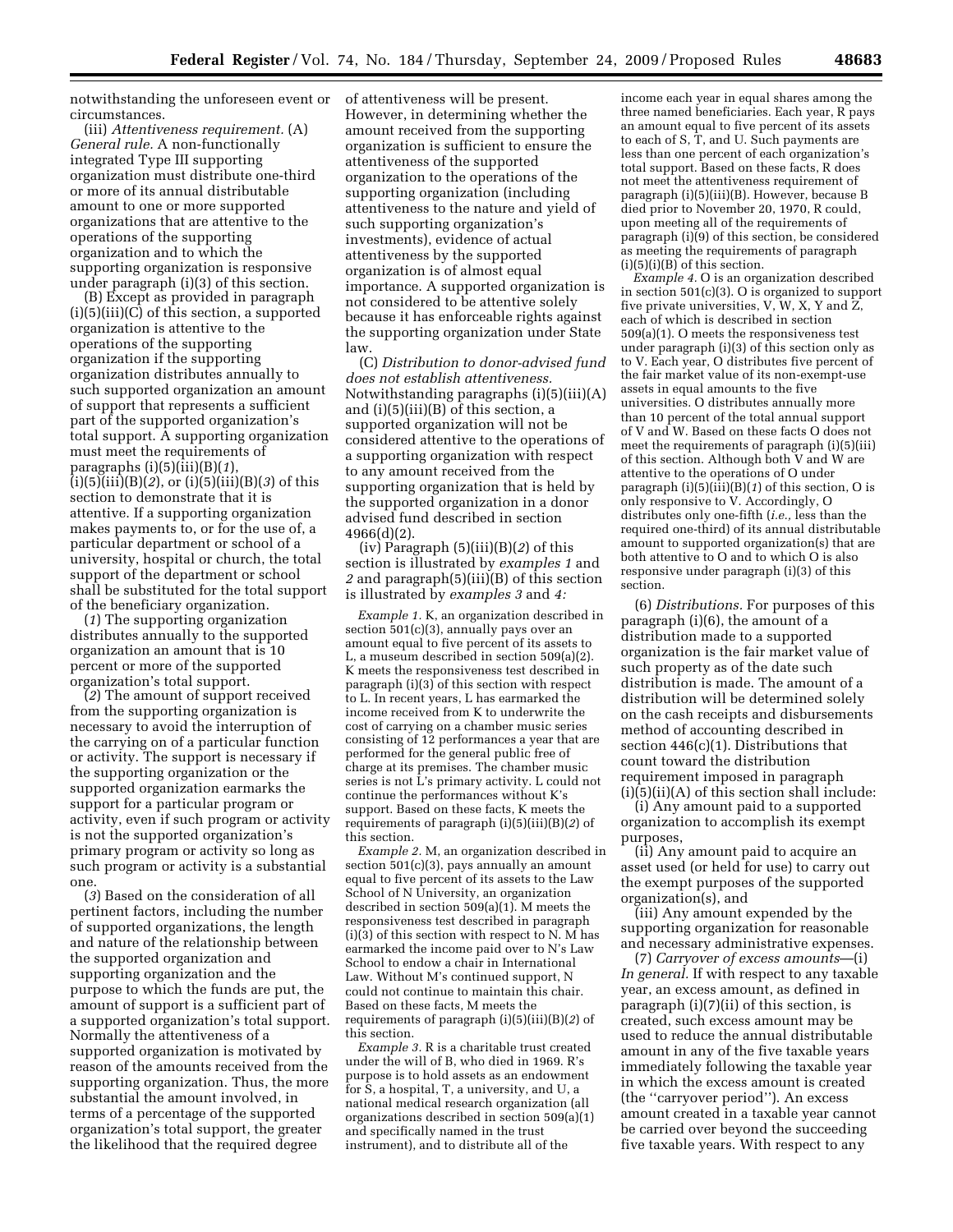notwithstanding the unforeseen event or circumstances.

(iii) *Attentiveness requirement.* (A) *General rule.* A non-functionally integrated Type III supporting organization must distribute one-third or more of its annual distributable amount to one or more supported organizations that are attentive to the operations of the supporting organization and to which the supporting organization is responsive under paragraph (i)(3) of this section.

(B) Except as provided in paragraph (i)(5)(iii)(C) of this section, a supported organization is attentive to the operations of the supporting organization if the supporting organization distributes annually to such supported organization an amount of support that represents a sufficient part of the supported organization's total support. A supporting organization must meet the requirements of paragraphs (i)(5)(iii)(B)(*1*), (i)(5)(iii)(B)(*2*), or (i)(5)(iii)(B)(*3*) of this section to demonstrate that it is attentive. If a supporting organization makes payments to, or for the use of, a particular department or school of a university, hospital or church, the total support of the department or school shall be substituted for the total support of the beneficiary organization.

(*1*) The supporting organization distributes annually to the supported organization an amount that is 10 percent or more of the supported organization's total support.

(*2*) The amount of support received from the supporting organization is necessary to avoid the interruption of the carrying on of a particular function or activity. The support is necessary if the supporting organization or the supported organization earmarks the support for a particular program or activity, even if such program or activity is not the supported organization's primary program or activity so long as such program or activity is a substantial one.

(*3*) Based on the consideration of all pertinent factors, including the number of supported organizations, the length and nature of the relationship between the supported organization and supporting organization and the purpose to which the funds are put, the amount of support is a sufficient part of a supported organization's total support. Normally the attentiveness of a supported organization is motivated by reason of the amounts received from the supporting organization. Thus, the more substantial the amount involved, in terms of a percentage of the supported organization's total support, the greater the likelihood that the required degree of attentiveness will be present. However, in determining whether the amount received from the supporting organization is sufficient to ensure the attentiveness of the supported organization to the operations of the supporting organization (including attentiveness to the nature and yield of such supporting organization's investments), evidence of actual attentiveness by the supported organization is of almost equal importance. A supported organization is not considered to be attentive solely because it has enforceable rights against the supporting organization under State law.

(C) *Distribution to donor-advised fund does not establish attentiveness.* Notwithstanding paragraphs (i)(5)(iii)(A) and (i)(5)(iii)(B) of this section, a supported organization will not be considered attentive to the operations of a supporting organization with respect to any amount received from the supporting organization that is held by the supported organization in a donor advised fund described in section 4966(d)(2).

(iv) Paragraph (5)(iii)(B)(*2*) of this section is illustrated by *examples 1* and *2* and paragraph(5)(iii)(B) of this section is illustrated by *examples 3* and *4:*

*Example 1.* K, an organization described in section 501(c)(3), annually pays over an amount equal to five percent of its assets to L, a museum described in section 509(a)(2). K meets the responsiveness test described in paragraph (i)(3) of this section with respect to L. In recent years, L has earmarked the income received from K to underwrite the cost of carrying on a chamber music series consisting of 12 performances a year that are performed for the general public free of charge at its premises. The chamber music series is not L's primary activity. L could not continue the performances without K's support. Based on these facts, K meets the requirements of paragraph (i)(5)(iii)(B)(*2*) of this section.

*Example 2.* M, an organization described in section 501(c)(3), pays annually an amount equal to five percent of its assets to the Law School of N University, an organization described in section 509(a)(1). M meets the responsiveness test described in paragraph (i)(3) of this section with respect to N. M has earmarked the income paid over to N's Law School to endow a chair in International Law. Without M's continued support, N could not continue to maintain this chair. Based on these facts, M meets the requirements of paragraph (i)(5)(iii)(B)(*2*) of this section.

*Example 3.* R is a charitable trust created under the will of B, who died in 1969. R's purpose is to hold assets as an endowment for S, a hospital, T, a university, and U, a national medical research organization (all organizations described in section 509(a)(1) and specifically named in the trust instrument), and to distribute all of the income each year in equal shares among the three named beneficiaries. Each year, R pays an amount equal to five percent of its assets to each of S, T, and U. Such payments are less than one percent of each organization's total support. Based on these facts, R does not meet the attentiveness requirement of paragraph (i)(5)(iii)(B). However, because B died prior to November 20, 1970, R could, upon meeting all of the requirements of paragraph (i)(9) of this section, be considered as meeting the requirements of paragraph (i)(5)(i)(B) of this section.

*Example 4.* O is an organization described in section 501(c)(3). O is organized to support five private universities, V, W, X, Y and Z, each of which is described in section 509(a)(1). O meets the responsiveness test under paragraph (i)(3) of this section only as to V. Each year, O distributes five percent of the fair market value of its non-exempt-use assets in equal amounts to the five universities. O distributes annually more than 10 percent of the total annual support of V and W. Based on these facts O does not meet the requirements of paragraph (i)(5)(iii) of this section. Although both V and W are attentive to the operations of O under paragraph (i)(5)(iii)(B)(*1*) of this section, O is only responsive to V. Accordingly, O distributes only one-fifth (*i.e.,* less than the required one-third) of its annual distributable amount to supported organization(s) that are both attentive to O and to which O is also responsive under paragraph (i)(3) of this section.

(6) *Distributions.* For purposes of this paragraph (i)(6), the amount of a distribution made to a supported organization is the fair market value of such property as of the date such distribution is made. The amount of a distribution will be determined solely on the cash receipts and disbursements method of accounting described in section 446(c)(1). Distributions that count toward the distribution requirement imposed in paragraph (i)(5)(ii)(A) of this section shall include:

(i) Any amount paid to a supported organization to accomplish its exempt purposes,

(ii) Any amount paid to acquire an asset used (or held for use) to carry out the exempt purposes of the supported organization(s), and

(iii) Any amount expended by the supporting organization for reasonable and necessary administrative expenses.

(7) *Carryover of excess amounts*—(i) *In general.* If with respect to any taxable year, an excess amount, as defined in paragraph (i)(7)(ii) of this section, is created, such excess amount may be used to reduce the annual distributable amount in any of the five taxable years immediately following the taxable year in which the excess amount is created (the "carryover period"). An excess amount created in a taxable year cannot be carried over beyond the succeeding five taxable years. With respect to any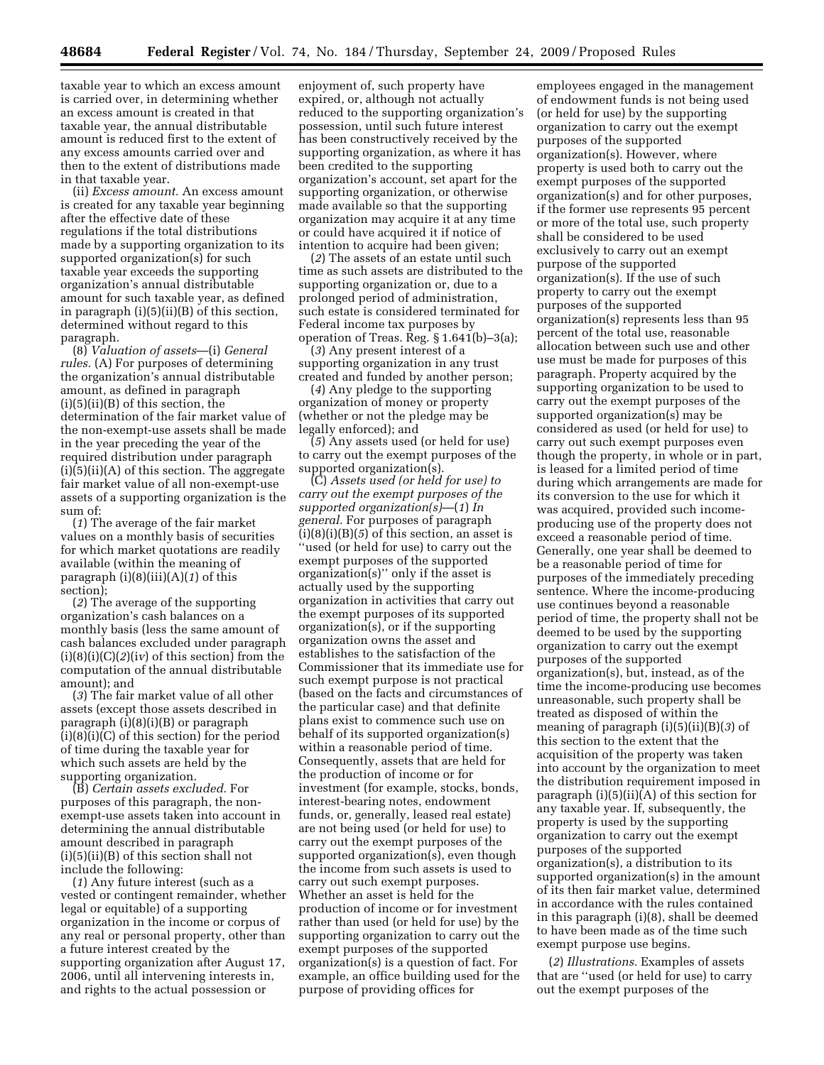taxable year to which an excess amount is carried over, in determining whether an excess amount is created in that taxable year, the annual distributable amount is reduced first to the extent of any excess amounts carried over and then to the extent of distributions made in that taxable year.

(ii) *Excess amount.* An excess amount is created for any taxable year beginning after the effective date of these regulations if the total distributions made by a supporting organization to its supported organization(s) for such taxable year exceeds the supporting organization's annual distributable amount for such taxable year, as defined in paragraph (i)(5)(ii)(B) of this section, determined without regard to this paragraph.

(8) *Valuation of assets*—(i) *General rules.* (A) For purposes of determining the organization's annual distributable amount, as defined in paragraph (i)(5)(ii)(B) of this section, the determination of the fair market value of the non-exempt-use assets shall be made in the year preceding the year of the required distribution under paragraph (i)(5)(ii)(A) of this section. The aggregate fair market value of all non-exempt-use assets of a supporting organization is the sum of:

(*1*) The average of the fair market values on a monthly basis of securities for which market quotations are readily available (within the meaning of paragraph (i)(8)(iii)(A)(*1*) of this section);

(*2*) The average of the supporting organization's cash balances on a monthly basis (less the same amount of cash balances excluded under paragraph (i)(8)(i)(C)(*2*)(*iv*) of this section) from the computation of the annual distributable amount); and

(*3*) The fair market value of all other assets (except those assets described in paragraph (i)(8)(i)(B) or paragraph (i)(8)(i)(C) of this section) for the period of time during the taxable year for which such assets are held by the supporting organization.

(B) *Certain assets excluded.* For purposes of this paragraph, the non-exempt-use assets taken into account in determining the annual distributable amount described in paragraph (i)(5)(ii)(B) of this section shall not include the following:

(*1*) Any future interest (such as a vested or contingent remainder, whether legal or equitable) of a supporting organization in the income or corpus of any real or personal property, other than a future interest created by the supporting organization after August 17, 2006, until all intervening interests in, and rights to the actual possession or enjoyment of, such property have expired, or, although not actually reduced to the supporting organization's possession, until such future interest has been constructively received by the supporting organization, as where it has been credited to the supporting organization's account, set apart for the supporting organization, or otherwise made available so that the supporting organization may acquire it at any time or could have acquired it if notice of intention to acquire had been given;

(*2*) The assets of an estate until such time as such assets are distributed to the supporting organization or, due to a prolonged period of administration, such estate is considered terminated for Federal income tax purposes by operation of Treas. Reg. § 1.641(b)–3(a);

(*3*) Any present interest of a supporting organization in any trust created and funded by another person;

(*4*) Any pledge to the supporting organization of money or property (whether or not the pledge may be legally enforced); and

(*5*) Any assets used (or held for use) to carry out the exempt purposes of the supported organization(s).

(C) *Assets used (or held for use) to carry out the exempt purposes of the supported organization(s)*—(*1*) *In general.* For purposes of paragraph (i)(8)(i)(B)(*5*) of this section, an asset is "used (or held for use) to carry out the exempt purposes of the supported organization(s)" only if the asset is actually used by the supporting organization in activities that carry out the exempt purposes of its supported organization(s), or if the supporting organization owns the asset and establishes to the satisfaction of the Commissioner that its immediate use for such exempt purpose is not practical (based on the facts and circumstances of the particular case) and that definite plans exist to commence such use on behalf of its supported organization(s) within a reasonable period of time. Consequently, assets that are held for the production of income or for investment (for example, stocks, bonds, interest-bearing notes, endowment funds, or, generally, leased real estate) are not being used (or held for use) to carry out the exempt purposes of the supported organization(s), even though the income from such assets is used to carry out such exempt purposes. Whether an asset is held for the production of income or for investment rather than used (or held for use) by the supporting organization to carry out the exempt purposes of the supported organization(s) is a question of fact. For example, an office building used for the purpose of providing offices for employees engaged in the management of endowment funds is not being used (or held for use) by the supporting organization to carry out the exempt purposes of the supported organization(s). However, where property is used both to carry out the exempt purposes of the supported organization(s) and for other purposes, if the former use represents 95 percent or more of the total use, such property shall be considered to be used exclusively to carry out an exempt purpose of the supported organization(s). If the use of such property to carry out the exempt purposes of the supported organization(s) represents less than 95 percent of the total use, reasonable allocation between such use and other use must be made for purposes of this paragraph. Property acquired by the supporting organization to be used to carry out the exempt purposes of the supported organization(s) may be considered as used (or held for use) to carry out such exempt purposes even though the property, in whole or in part, is leased for a limited period of time during which arrangements are made for its conversion to the use for which it was acquired, provided such income-producing use of the property does not exceed a reasonable period of time. Generally, one year shall be deemed to be a reasonable period of time for purposes of the immediately preceding sentence. Where the income-producing use continues beyond a reasonable period of time, the property shall not be deemed to be used by the supporting organization to carry out the exempt purposes of the supported organization(s), but, instead, as of the time the income-producing use becomes unreasonable, such property shall be treated as disposed of within the meaning of paragraph (i)(5)(ii)(B)(*3*) of this section to the extent that the acquisition of the property was taken into account by the organization to meet the distribution requirement imposed in paragraph (i)(5)(ii)(A) of this section for any taxable year. If, subsequently, the property is used by the supporting organization to carry out the exempt purposes of the supported organization(s), a distribution to its supported organization(s) in the amount of its then fair market value, determined in accordance with the rules contained in this paragraph (i)(8), shall be deemed to have been made as of the time such exempt purpose use begins.

(*2*) *Illustrations.* Examples of assets that are "used (or held for use) to carry out the exempt purposes of the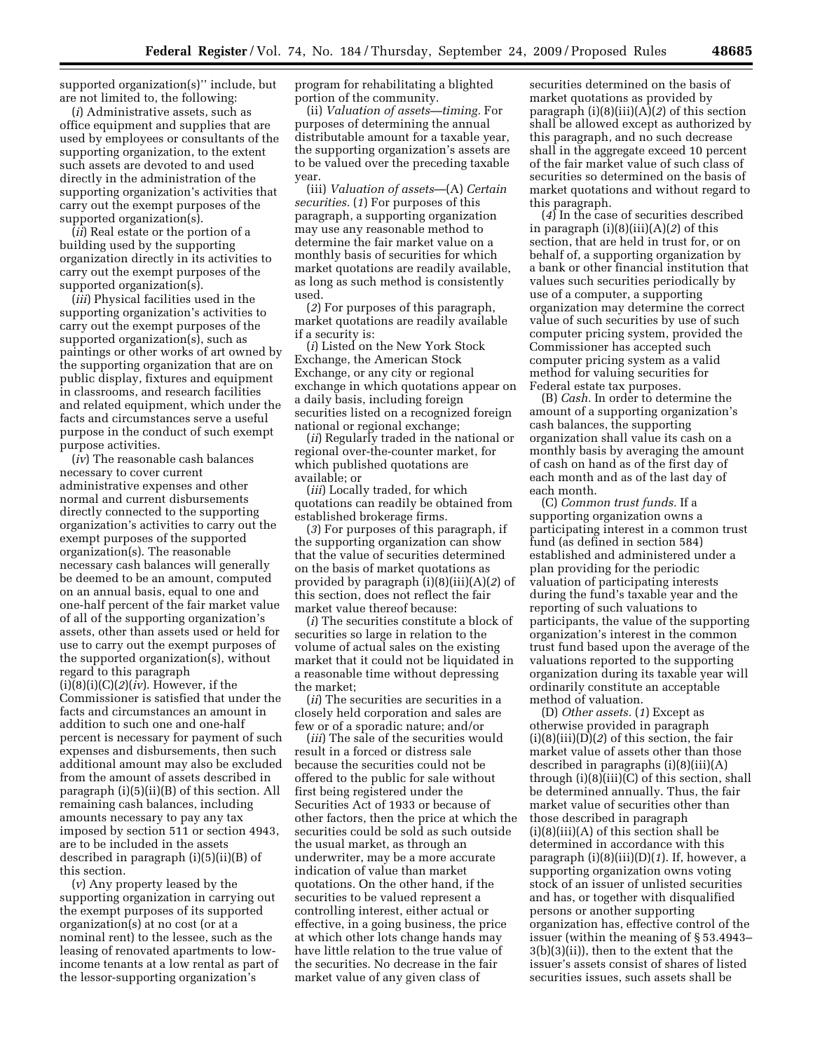supported organization(s)'' include, but are not limited to, the following:

(*i*) Administrative assets, such as office equipment and supplies that are used by employees or consultants of the supporting organization, to the extent such assets are devoted to and used directly in the administration of the supporting organization's activities that carry out the exempt purposes of the supported organization(s).

(*ii*) Real estate or the portion of a building used by the supporting organization directly in its activities to carry out the exempt purposes of the supported organization(s).

(*iii*) Physical facilities used in the supporting organization's activities to carry out the exempt purposes of the supported organization(s), such as paintings or other works of art owned by the supporting organization that are on public display, fixtures and equipment in classrooms, and research facilities and related equipment, which under the facts and circumstances serve a useful purpose in the conduct of such exempt purpose activities.

(*iv*) The reasonable cash balances necessary to cover current administrative expenses and other normal and current disbursements directly connected to the supporting organization's activities to carry out the exempt purposes of the supported organization(s). The reasonable necessary cash balances will generally be deemed to be an amount, computed on an annual basis, equal to one and one-half percent of the fair market value of all of the supporting organization's assets, other than assets used or held for use to carry out the exempt purposes of the supported organization(s), without regard to this paragraph (i)(8)(i)(C)(*2*)(*iv*). However, if the Commissioner is satisfied that under the facts and circumstances an amount in addition to such one and one-half percent is necessary for payment of such expenses and disbursements, then such additional amount may also be excluded from the amount of assets described in paragraph (i)(5)(ii)(B) of this section. All remaining cash balances, including amounts necessary to pay any tax imposed by section 511 or section 4943, are to be included in the assets described in paragraph (i)(5)(ii)(B) of this section.

(*v*) Any property leased by the supporting organization in carrying out the exempt purposes of its supported organization(s) at no cost (or at a nominal rent) to the lessee, such as the leasing of renovated apartments to low-income tenants at a low rental as part of the lessor-supporting organization's program for rehabilitating a blighted portion of the community.

(ii) *Valuation of assets—timing.* For purposes of determining the annual distributable amount for a taxable year, the supporting organization's assets are to be valued over the preceding taxable year.

(iii) *Valuation of assets*—(A) *Certain securities.* (*1*) For purposes of this paragraph, a supporting organization may use any reasonable method to determine the fair market value on a monthly basis of securities for which market quotations are readily available, as long as such method is consistently used.

(*2*) For purposes of this paragraph, market quotations are readily available if a security is:

(*i*) Listed on the New York Stock Exchange, the American Stock Exchange, or any city or regional exchange in which quotations appear on a daily basis, including foreign securities listed on a recognized foreign national or regional exchange;

(*ii*) Regularly traded in the national or regional over-the-counter market, for which published quotations are available; or

(*iii*) Locally traded, for which quotations can readily be obtained from established brokerage firms.

(*3*) For purposes of this paragraph, if the supporting organization can show that the value of securities determined on the basis of market quotations as provided by paragraph (i)(8)(iii)(A)(*2*) of this section, does not reflect the fair market value thereof because:

(*i*) The securities constitute a block of securities so large in relation to the volume of actual sales on the existing market that it could not be liquidated in a reasonable time without depressing the market;

(*ii*) The securities are securities in a closely held corporation and sales are few or of a sporadic nature; and/or

(*iii*) The sale of the securities would result in a forced or distress sale because the securities could not be offered to the public for sale without first being registered under the Securities Act of 1933 or because of other factors, then the price at which the securities could be sold as such outside the usual market, as through an underwriter, may be a more accurate indication of value than market quotations. On the other hand, if the securities to be valued represent a controlling interest, either actual or effective, in a going business, the price at which other lots change hands may have little relation to the true value of the securities. No decrease in the fair market value of any given class of securities determined on the basis of market quotations as provided by paragraph (i)(8)(iii)(A)(*2*) of this section shall be allowed except as authorized by this paragraph, and no such decrease shall in the aggregate exceed 10 percent of the fair market value of such class of securities so determined on the basis of market quotations and without regard to this paragraph.

(*4*) In the case of securities described in paragraph (i)(8)(iii)(A)(*2*) of this section, that are held in trust for, or on behalf of, a supporting organization by a bank or other financial institution that values such securities periodically by use of a computer, a supporting organization may determine the correct value of such securities by use of such computer pricing system, provided the Commissioner has accepted such computer pricing system as a valid method for valuing securities for Federal estate tax purposes.

(B) *Cash.* In order to determine the amount of a supporting organization's cash balances, the supporting organization shall value its cash on a monthly basis by averaging the amount of cash on hand as of the first day of each month and as of the last day of each month.

(C) *Common trust funds.* If a supporting organization owns a participating interest in a common trust fund (as defined in section 584) established and administered under a plan providing for the periodic valuation of participating interests during the fund's taxable year and the reporting of such valuations to participants, the value of the supporting organization's interest in the common trust fund based upon the average of the valuations reported to the supporting organization during its taxable year will ordinarily constitute an acceptable method of valuation.

(D) *Other assets.* (*1*) Except as otherwise provided in paragraph (i)(8)(iii)(D)(*2*) of this section, the fair market value of assets other than those described in paragraphs (i)(8)(iii)(A) through (i)(8)(iii)(C) of this section, shall be determined annually. Thus, the fair market value of securities other than those described in paragraph (i)(8)(iii)(A) of this section shall be determined in accordance with this paragraph (i)(8)(iii)(D)(*1*). If, however, a supporting organization owns voting stock of an issuer of unlisted securities and has, or together with disqualified persons or another supporting organization has, effective control of the issuer (within the meaning of § 53.4943–3(b)(3)(ii)), then to the extent that the issuer's assets consist of shares of listed securities issues, such assets shall be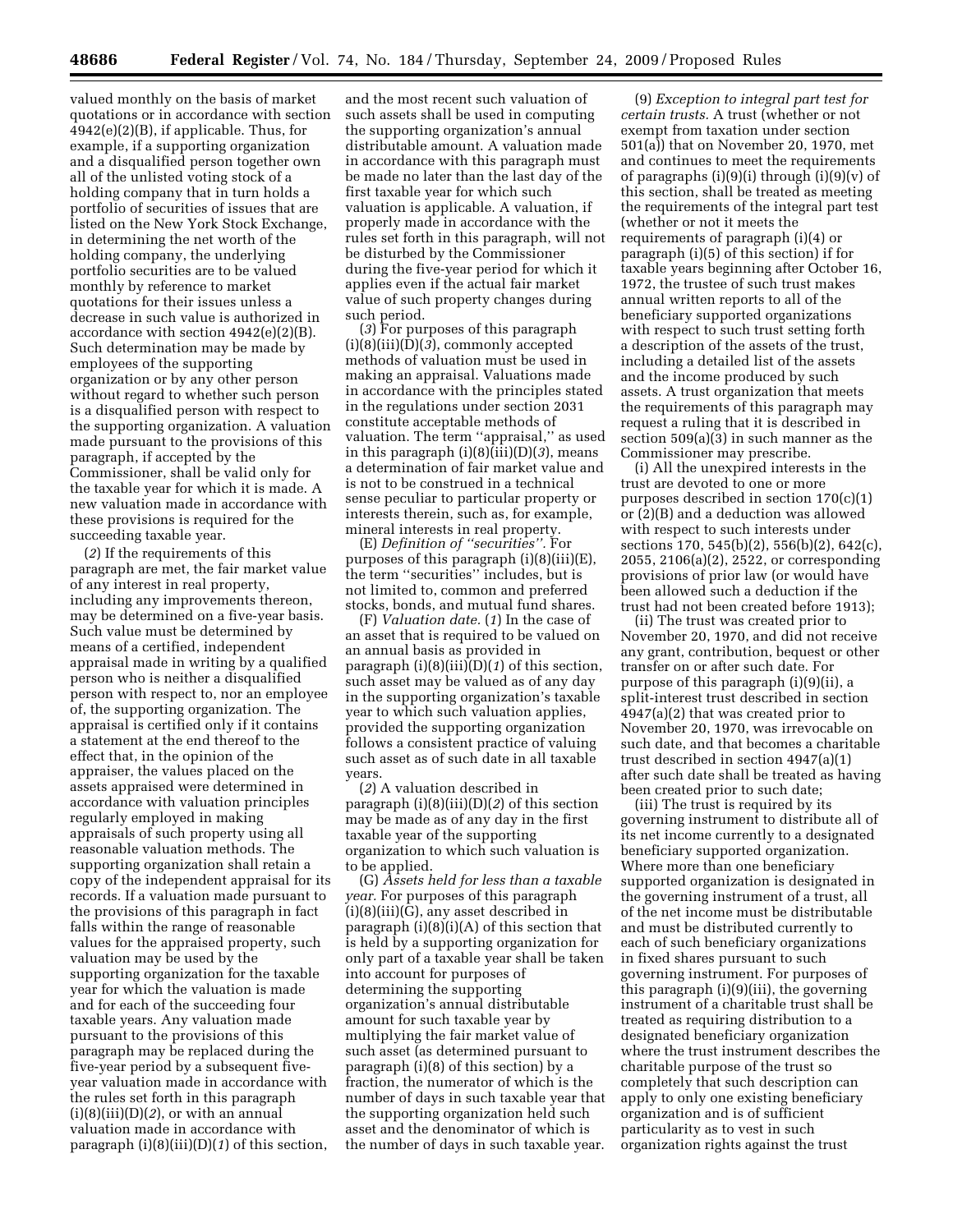valued monthly on the basis of market quotations or in accordance with section 4942(e)(2)(B), if applicable. Thus, for example, if a supporting organization and a disqualified person together own all of the unlisted voting stock of a holding company that in turn holds a portfolio of securities of issues that are listed on the New York Stock Exchange, in determining the net worth of the holding company, the underlying portfolio securities are to be valued monthly by reference to market quotations for their issues unless a decrease in such value is authorized in accordance with section 4942(e)(2)(B). Such determination may be made by employees of the supporting organization or by any other person without regard to whether such person is a disqualified person with respect to the supporting organization. A valuation made pursuant to the provisions of this paragraph, if accepted by the Commissioner, shall be valid only for the taxable year for which it is made. A new valuation made in accordance with these provisions is required for the succeeding taxable year.

(*2*) If the requirements of this paragraph are met, the fair market value of any interest in real property, including any improvements thereon, may be determined on a five-year basis. Such value must be determined by means of a certified, independent appraisal made in writing by a qualified person who is neither a disqualified person with respect to, nor an employee of, the supporting organization. The appraisal is certified only if it contains a statement at the end thereof to the effect that, in the opinion of the appraiser, the values placed on the assets appraised were determined in accordance with valuation principles regularly employed in making appraisals of such property using all reasonable valuation methods. The supporting organization shall retain a copy of the independent appraisal for its records. If a valuation made pursuant to the provisions of this paragraph in fact falls within the range of reasonable values for the appraised property, such valuation may be used by the supporting organization for the taxable year for which the valuation is made and for each of the succeeding four taxable years. Any valuation made pursuant to the provisions of this paragraph may be replaced during the five-year period by a subsequent five-year valuation made in accordance with the rules set forth in this paragraph (i)(8)(iii)(D)(*2*), or with an annual valuation made in accordance with paragraph (i)(8)(iii)(D)(*1*) of this section, and the most recent such valuation of such assets shall be used in computing the supporting organization's annual distributable amount. A valuation made in accordance with this paragraph must be made no later than the last day of the first taxable year for which such valuation is applicable. A valuation, if properly made in accordance with the rules set forth in this paragraph, will not be disturbed by the Commissioner during the five-year period for which it applies even if the actual fair market value of such property changes during such period.

(*3*) For purposes of this paragraph (i)(8)(iii)(D)(*3*), commonly accepted methods of valuation must be used in making an appraisal. Valuations made in accordance with the principles stated in the regulations under section 2031 constitute acceptable methods of valuation. The term ''appraisal,'' as used in this paragraph (i)(8)(iii)(D)(*3*), means a determination of fair market value and is not to be construed in a technical sense peculiar to particular property or interests therein, such as, for example, mineral interests in real property.

(E) *Definition of ''securities''.* For purposes of this paragraph (i)(8)(iii)(E), the term ''securities'' includes, but is not limited to, common and preferred stocks, bonds, and mutual fund shares.

(F) *Valuation date.* (*1*) In the case of an asset that is required to be valued on an annual basis as provided in paragraph (i)(8)(iii)(D)(*1*) of this section, such asset may be valued as of any day in the supporting organization's taxable year to which such valuation applies, provided the supporting organization follows a consistent practice of valuing such asset as of such date in all taxable years.

(*2*) A valuation described in paragraph (i)(8)(iii)(D)(*2*) of this section may be made as of any day in the first taxable year of the supporting organization to which such valuation is to be applied.

(G) *Assets held for less than a taxable year.* For purposes of this paragraph (i)(8)(iii)(G), any asset described in paragraph (i)(8)(i)(A) of this section that is held by a supporting organization for only part of a taxable year shall be taken into account for purposes of determining the supporting organization's annual distributable amount for such taxable year by multiplying the fair market value of such asset (as determined pursuant to paragraph (i)(8) of this section) by a fraction, the numerator of which is the number of days in such taxable year that the supporting organization held such asset and the denominator of which is the number of days in such taxable year.

(9) *Exception to integral part test for certain trusts.* A trust (whether or not exempt from taxation under section 501(a)) that on November 20, 1970, met and continues to meet the requirements of paragraphs (i)(9)(i) through (i)(9)(v) of this section, shall be treated as meeting the requirements of the integral part test (whether or not it meets the requirements of paragraph (i)(4) or paragraph (i)(5) of this section) if for taxable years beginning after October 16, 1972, the trustee of such trust makes annual written reports to all of the beneficiary supported organizations with respect to such trust setting forth a description of the assets of the trust, including a detailed list of the assets and the income produced by such assets. A trust organization that meets the requirements of this paragraph may request a ruling that it is described in section 509(a)(3) in such manner as the Commissioner may prescribe.

(i) All the unexpired interests in the trust are devoted to one or more purposes described in section 170(c)(1) or (2)(B) and a deduction was allowed with respect to such interests under sections 170, 545(b)(2), 556(b)(2), 642(c), 2055, 2106(a)(2), 2522, or corresponding provisions of prior law (or would have been allowed such a deduction if the trust had not been created before 1913);

(ii) The trust was created prior to November 20, 1970, and did not receive any grant, contribution, bequest or other transfer on or after such date. For purpose of this paragraph (i)(9)(ii), a split-interest trust described in section 4947(a)(2) that was created prior to November 20, 1970, was irrevocable on such date, and that becomes a charitable trust described in section 4947(a)(1) after such date shall be treated as having been created prior to such date;

(iii) The trust is required by its governing instrument to distribute all of its net income currently to a designated beneficiary supported organization. Where more than one beneficiary supported organization is designated in the governing instrument of a trust, all of the net income must be distributable and must be distributed currently to each of such beneficiary organizations in fixed shares pursuant to such governing instrument. For purposes of this paragraph (i)(9)(iii), the governing instrument of a charitable trust shall be treated as requiring distribution to a designated beneficiary organization where the trust instrument describes the charitable purpose of the trust so completely that such description can apply to only one existing beneficiary organization and is of sufficient particularity as to vest in such organization rights against the trust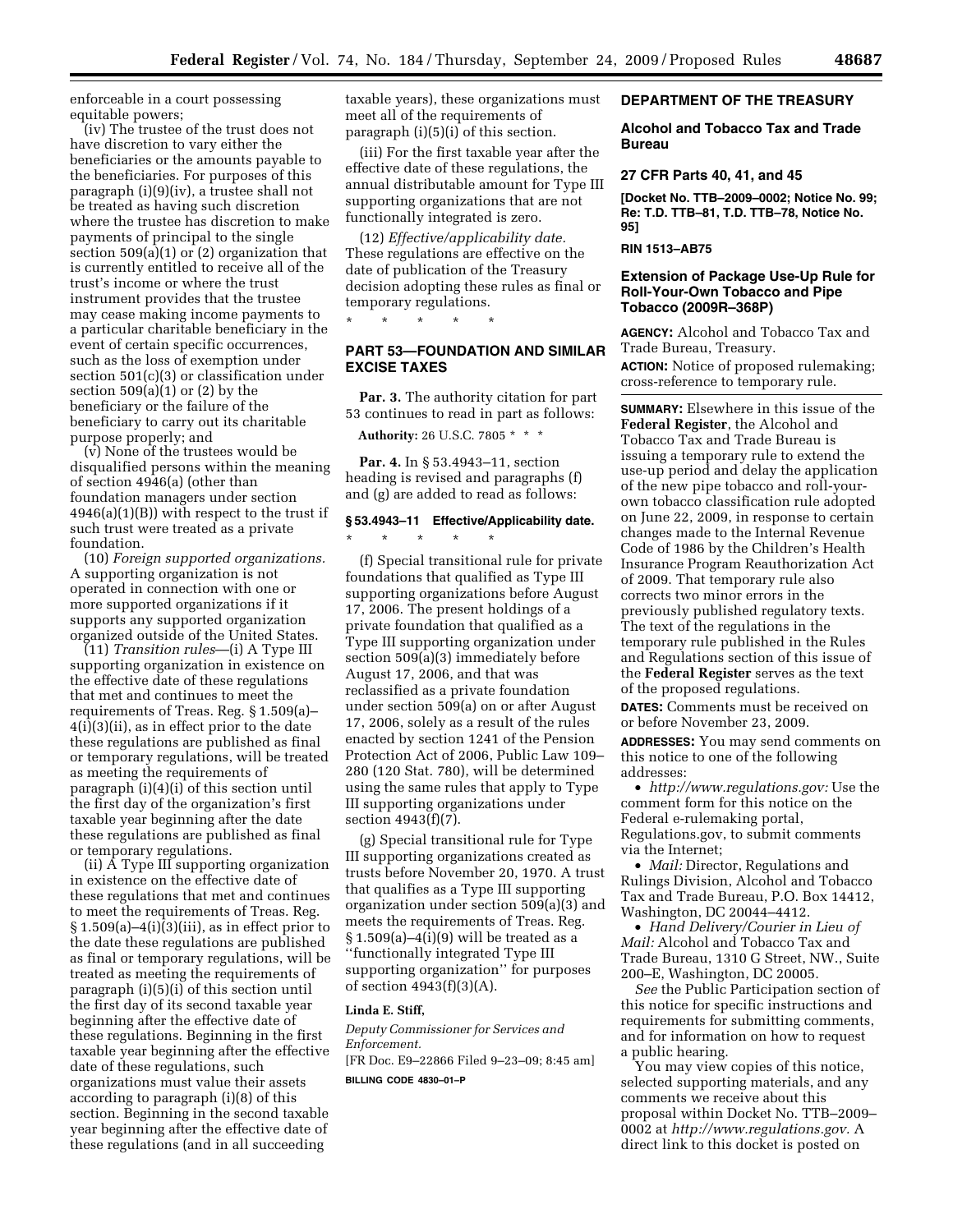enforceable in a court possessing equitable powers;

(iv) The trustee of the trust does not have discretion to vary either the beneficiaries or the amounts payable to the beneficiaries. For purposes of this paragraph (i)(9)(iv), a trustee shall not be treated as having such discretion where the trustee has discretion to make payments of principal to the single section 509(a)(1) or (2) organization that is currently entitled to receive all of the trust's income or where the trust instrument provides that the trustee may cease making income payments to a particular charitable beneficiary in the event of certain specific occurrences, such as the loss of exemption under section 501(c)(3) or classification under section 509(a)(1) or (2) by the beneficiary or the failure of the beneficiary to carry out its charitable purpose properly; and

(v) None of the trustees would be disqualified persons within the meaning of section 4946(a) (other than foundation managers under section 4946(a)(1)(B)) with respect to the trust if such trust were treated as a private foundation.

(10) *Foreign supported organizations.* A supporting organization is not operated in connection with one or more supported organizations if it supports any supported organization organized outside of the United States.

(11) *Transition rules*—(i) A Type III supporting organization in existence on the effective date of these regulations that met and continues to meet the requirements of Treas. Reg. § 1.509(a)–4(i)(3)(ii), as in effect prior to the date these regulations are published as final or temporary regulations, will be treated as meeting the requirements of paragraph (i)(4)(i) of this section until the first day of the organization's first taxable year beginning after the date these regulations are published as final or temporary regulations.

(ii) A Type III supporting organization in existence on the effective date of these regulations that met and continues to meet the requirements of Treas. Reg. § 1.509(a)–4(i)(3)(iii), as in effect prior to the date these regulations are published as final or temporary regulations, will be treated as meeting the requirements of paragraph (i)(5)(i) of this section until the first day of its second taxable year beginning after the effective date of these regulations. Beginning in the first taxable year beginning after the effective date of these regulations, such organizations must value their assets according to paragraph (i)(8) of this section. Beginning in the second taxable year beginning after the effective date of these regulations (and in all succeeding taxable years), these organizations must meet all of the requirements of paragraph (i)(5)(i) of this section.

(iii) For the first taxable year after the effective date of these regulations, the annual distributable amount for Type III supporting organizations that are not functionally integrated is zero.

(12) *Effective/applicability date.* These regulations are effective on the date of publication of the Treasury decision adopting these rules as final or temporary regulations.

\* \* \* \* \*

## PART 53—FOUNDATION AND SIMILAR EXCISE TAXES

**Par. 3.** The authority citation for part 53 continues to read in part as follows:

**Authority:** 26 U.S.C. 7805 \* \* \*

**Par. 4.** In § 53.4943–11, section heading is revised and paragraphs (f) and (g) are added to read as follows:

### § 53.4943–11 Effective/Applicability date.

\* \* \* \* \*

(f) Special transitional rule for private foundations that qualified as Type III supporting organizations before August 17, 2006. The present holdings of a private foundation that qualified as a Type III supporting organization under section 509(a)(3) immediately before August 17, 2006, and that was reclassified as a private foundation under section 509(a) on or after August 17, 2006, solely as a result of the rules enacted by section 1241 of the Pension Protection Act of 2006, Public Law 109–280 (120 Stat. 780), will be determined using the same rules that apply to Type III supporting organizations under section 4943(f)(7).

(g) Special transitional rule for Type III supporting organizations created as trusts before November 20, 1970. A trust that qualifies as a Type III supporting organization under section 509(a)(3) and meets the requirements of Treas. Reg. § 1.509(a)–4(i)(9) will be treated as a ''functionally integrated Type III supporting organization'' for purposes of section 4943(f)(3)(A).

**Linda E. Stiff,**

*Deputy Commissioner for Services and Enforcement.*

[FR Doc. E9–22866 Filed 9–23–09; 8:45 am]

**BILLING CODE 4830–01–P**

## DEPARTMENT OF THE TREASURY

## Alcohol and Tobacco Tax and Trade Bureau

## 27 CFR Parts 40, 41, and 45

**[Docket No. TTB–2009–0002; Notice No. 99; Re: T.D. TTB–81, T.D. TTB–78, Notice No. 95]**

**RIN 1513–AB75**

## Extension of Package Use-Up Rule for Roll-Your-Own Tobacco and Pipe Tobacco (2009R–368P)

**AGENCY:** Alcohol and Tobacco Tax and Trade Bureau, Treasury.

**ACTION:** Notice of proposed rulemaking; cross-reference to temporary rule.

**SUMMARY:** Elsewhere in this issue of the **Federal Register**, the Alcohol and Tobacco Tax and Trade Bureau is issuing a temporary rule to extend the use-up period and delay the application of the new pipe tobacco and roll-your-own tobacco classification rule adopted on June 22, 2009, in response to certain changes made to the Internal Revenue Code of 1986 by the Children's Health Insurance Program Reauthorization Act of 2009. That temporary rule also corrects two minor errors in the previously published regulatory texts. The text of the regulations in the temporary rule published in the Rules and Regulations section of this issue of the **Federal Register** serves as the text of the proposed regulations.

**DATES:** Comments must be received on or before November 23, 2009.

**ADDRESSES:** You may send comments on this notice to one of the following addresses:

- *http://www.regulations.gov:* Use the comment form for this notice on the Federal e-rulemaking portal, Regulations.gov, to submit comments via the Internet;
- *Mail:* Director, Regulations and Rulings Division, Alcohol and Tobacco Tax and Trade Bureau, P.O. Box 14412, Washington, DC 20044–4412.
- *Hand Delivery/Courier in Lieu of Mail:* Alcohol and Tobacco Tax and Trade Bureau, 1310 G Street, NW., Suite 200–E, Washington, DC 20005.

*See* the Public Participation section of this notice for specific instructions and requirements for submitting comments, and for information on how to request a public hearing.

You may view copies of this notice, selected supporting materials, and any comments we receive about this proposal within Docket No. TTB–2009–0002 at *http://www.regulations.gov.* A direct link to this docket is posted on